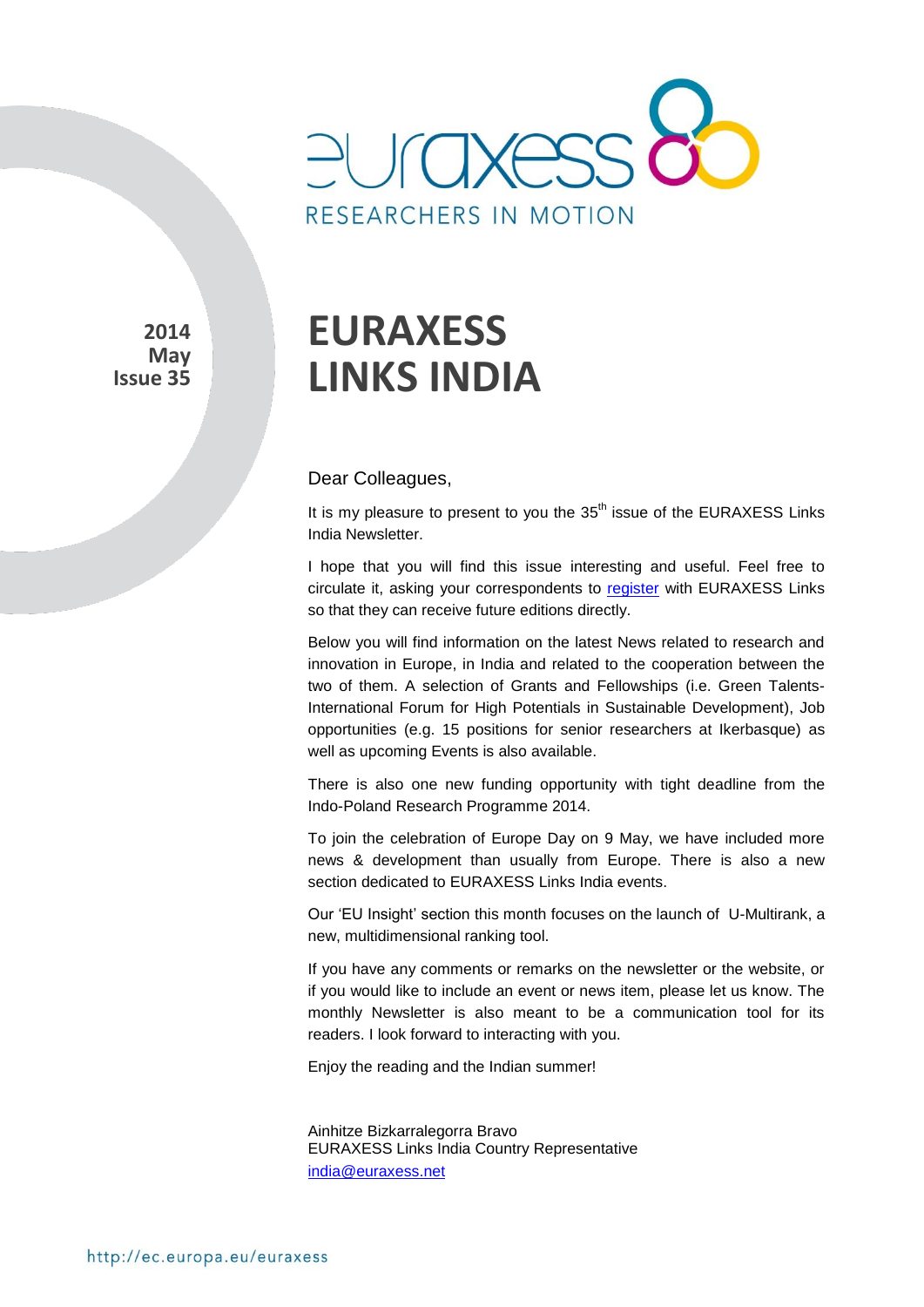**2014 May Issue 35**

# EURAXESS LINKS INDIA

Dear Colleagues,

It is my pleasure to present to you the 35th issue of the EURAXESS Links India Newsletter.

I hope that you will find this issue interesting and useful. Feel free to circulate it, asking your correspondents to register with EURAXESS Links so that they can receive future editions directly.

Below you will find information on the latest News related to research and innovation in Europe, in India and related to the cooperation between the two of them. A selection of Grants and Fellowships (i.e. Green Talents-International Forum for High Potentials in Sustainable Development), Job opportunities (e.g. 15 positions for senior researchers at Ikerbasque) as well as upcoming Events is also available.

There is also one new funding opportunity with tight deadline from the Indo-Poland Research Programme 2014.

To join the celebration of Europe Day on 9 May, we have included more news & development than usually from Europe. There is also a new section dedicated to EURAXESS Links India events.

Our 'EU Insight' section this month focuses on the launch of U-Multirank, a new, multidimensional ranking tool.

If you have any comments or remarks on the newsletter or the website, or if you would like to include an event or news item, please let us know. The monthly Newsletter is also meant to be a communication tool for its readers. I look forward to interacting with you.

Enjoy the reading and the Indian summer!

Ainhitze Bizkarralegorra Bravo
EURAXESS Links India Country Representative
india@euraxess.net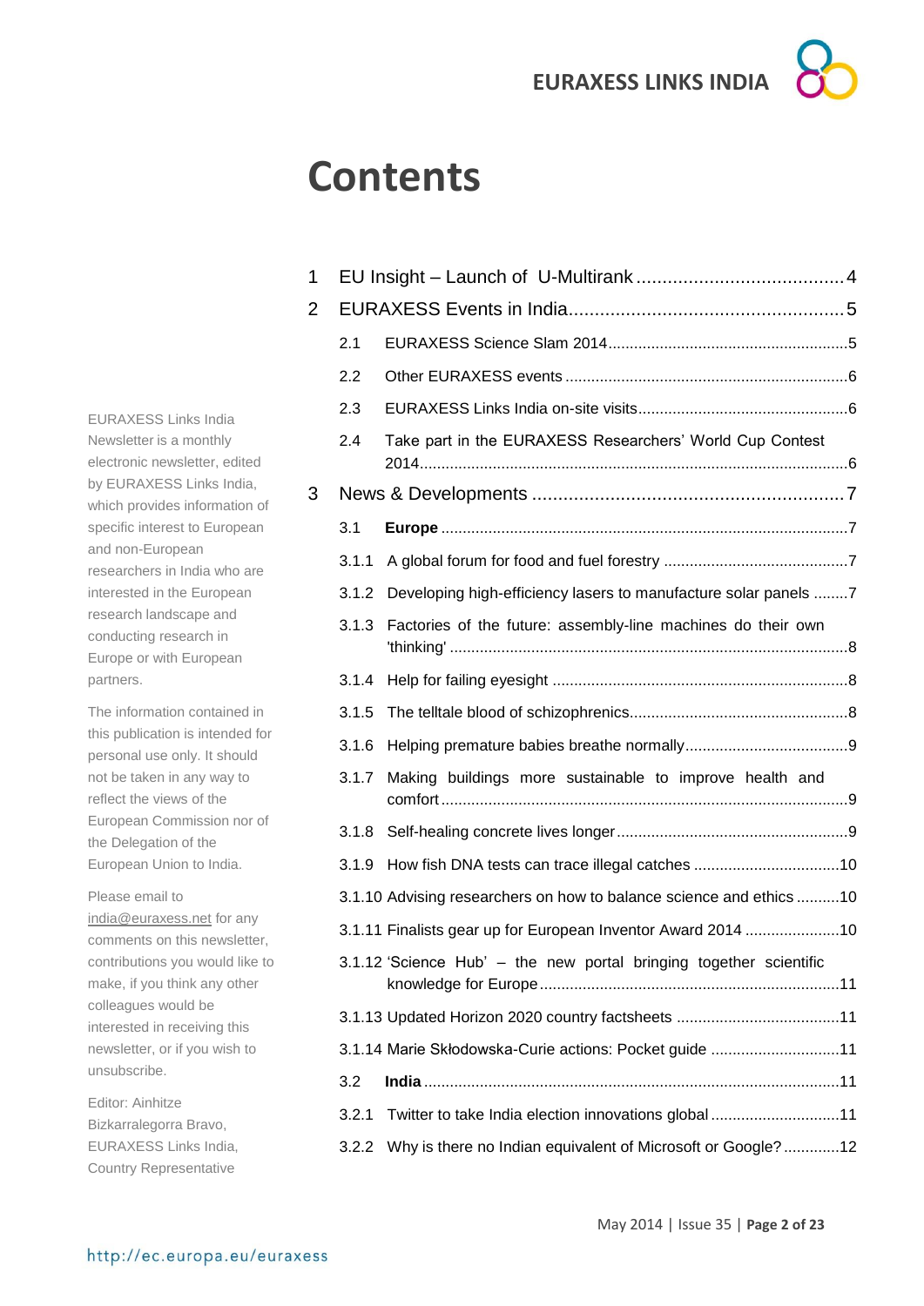# Contents

1 EU Insight – Launch of U-Multirank ........................................ 4

2 EURAXESS Events in India ........................................ 5

- 2.1 EURAXESS Science Slam 2014 ........................................ 5
- 2.2 Other EURAXESS events ........................................ 6
- 2.3 EURAXESS Links India on-site visits ........................................ 6
- 2.4 Take part in the EURAXESS Researchers' World Cup Contest 2014 ........................................ 6

3 News & Developments ........................................ 7

- 3.1 **Europe** ........................................ 7
- 3.1.1 A global forum for food and fuel forestry ........................................ 7
- 3.1.2 Developing high-efficiency lasers to manufacture solar panels ........................................ 7
- 3.1.3 Factories of the future: assembly-line machines do their own 'thinking' ........................................ 8
- 3.1.4 Help for failing eyesight ........................................ 8
- 3.1.5 The telltale blood of schizophrenics ........................................ 8
- 3.1.6 Helping premature babies breathe normally ........................................ 9
- 3.1.7 Making buildings more sustainable to improve health and comfort ........................................ 9
- 3.1.8 Self-healing concrete lives longer ........................................ 9
- 3.1.9 How fish DNA tests can trace illegal catches ........................................ 10
- 3.1.10 Advising researchers on how to balance science and ethics ........................................ 10
- 3.1.11 Finalists gear up for European Inventor Award 2014 ........................................ 10
- 3.1.12 'Science Hub' – the new portal bringing together scientific knowledge for Europe ........................................ 11
- 3.1.13 Updated Horizon 2020 country factsheets ........................................ 11
- 3.1.14 Marie Skłodowska-Curie actions: Pocket guide ........................................ 11
- 3.2 **India** ........................................ 11
- 3.2.1 Twitter to take India election innovations global ........................................ 11
- 3.2.2 Why is there no Indian equivalent of Microsoft or Google? ........................................ 12

EURAXESS Links India Newsletter is a monthly electronic newsletter, edited by EURAXESS Links India, which provides information of specific interest to European and non-European researchers in India who are interested in the European research landscape and conducting research in Europe or with European partners.

The information contained in this publication is intended for personal use only. It should not be taken in any way to reflect the views of the European Commission nor of the Delegation of the European Union to India.

Please email to india@euraxess.net for any comments on this newsletter, contributions you would like to make, if you think any other colleagues would be interested in receiving this newsletter, or if you wish to unsubscribe.

Editor: Ainhitze Bizkarralegorra Bravo, EURAXESS Links India, Country Representative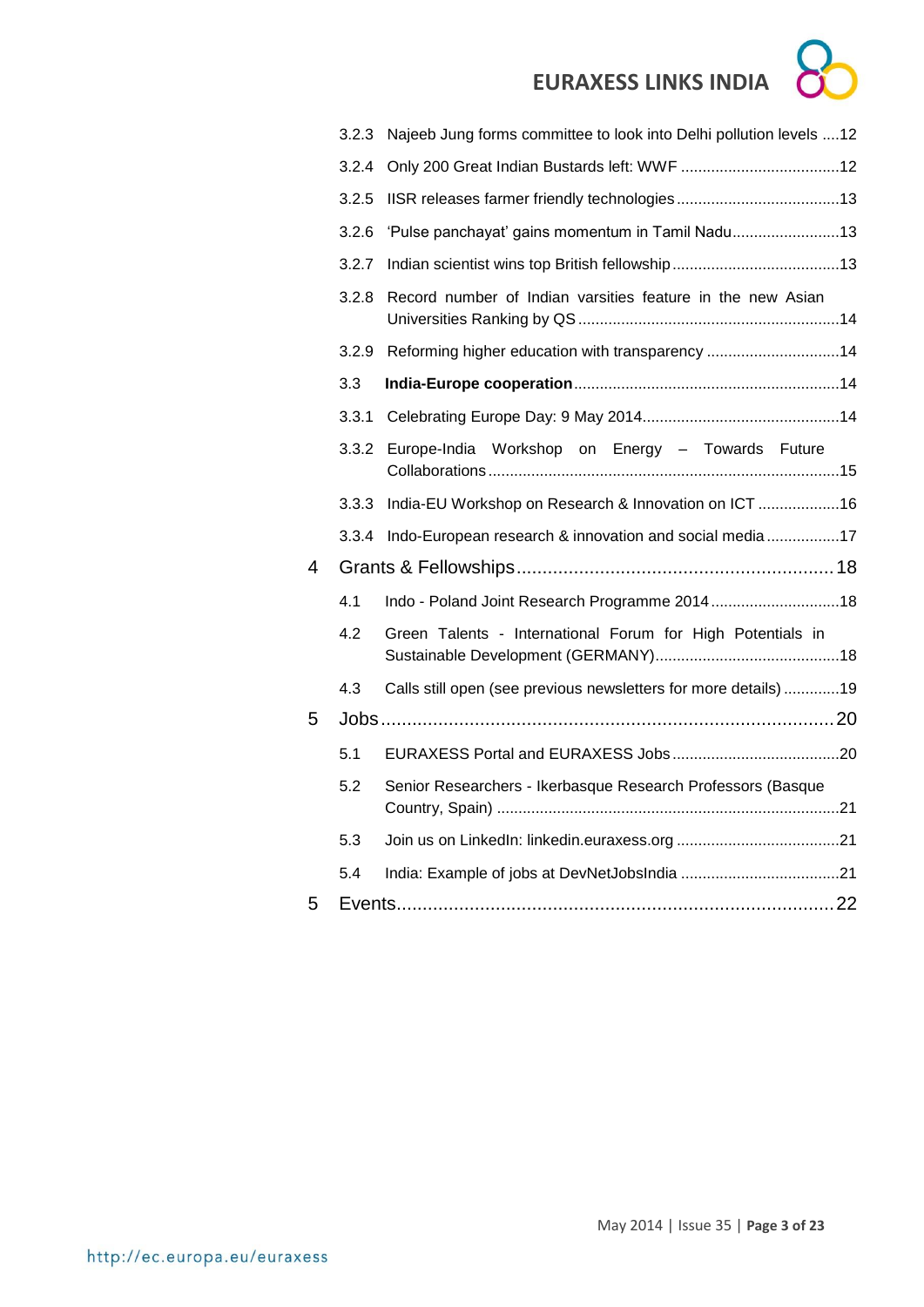3.2.3 Najeeb Jung forms committee to look into Delhi pollution levels ....12

3.2.4 Only 200 Great Indian Bustards left: WWF .....................................12

3.2.5 IISR releases farmer friendly technologies ......................................13

3.2.6 'Pulse panchayat' gains momentum in Tamil Nadu.........................13

3.2.7 Indian scientist wins top British fellowship .......................................13

3.2.8 Record number of Indian varsities feature in the new Asian Universities Ranking by QS ............................................................14

3.2.9 Reforming higher education with transparency ...............................14

3.3 **India-Europe cooperation**.............................................................14

3.3.1 Celebrating Europe Day: 9 May 2014.............................................14

3.3.2 Europe-India Workshop on Energy – Towards Future Collaborations .................................................................................15

3.3.3 India-EU Workshop on Research & Innovation on ICT ...................16

3.3.4 Indo-European research & innovation and social media .................17

4 Grants & Fellowships............................................................18

4.1 Indo - Poland Joint Research Programme 2014 ..............................18

4.2 Green Talents - International Forum for High Potentials in Sustainable Development (GERMANY)...........................................18

4.3 Calls still open (see previous newsletters for more details) .............19

5 Jobs.......................................................................................20

5.1 EURAXESS Portal and EURAXESS Jobs .......................................20

5.2 Senior Researchers - Ikerbasque Research Professors (Basque Country, Spain) ...............................................................................21

5.3 Join us on LinkedIn: linkedin.euraxess.org ......................................21

5.4 India: Example of jobs at DevNetJobsIndia .....................................21

5 Events....................................................................................22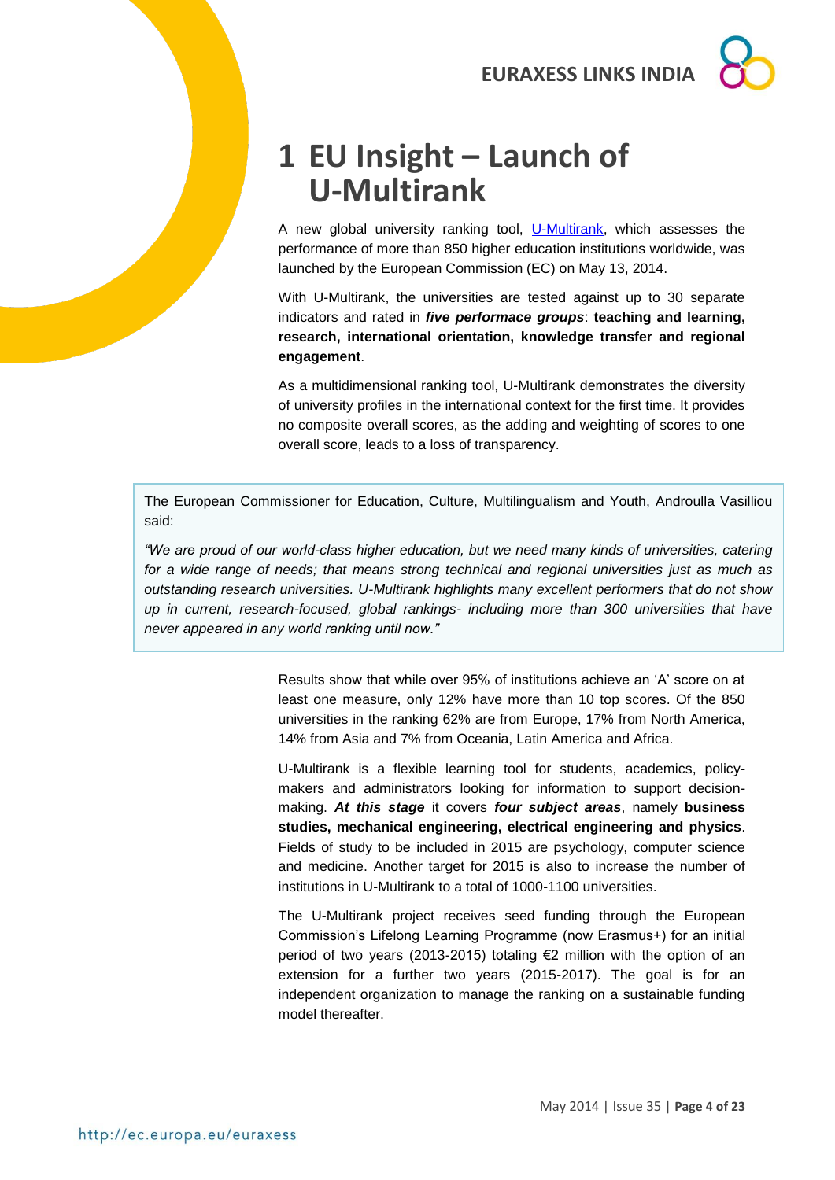# 1 EU Insight – Launch of U-Multirank

A new global university ranking tool, [U-Multirank](), which assesses the performance of more than 850 higher education institutions worldwide, was launched by the European Commission (EC) on May 13, 2014.

With U-Multirank, the universities are tested against up to 30 separate indicators and rated in ***five performace groups***: **teaching and learning, research, international orientation, knowledge transfer and regional engagement**.

As a multidimensional ranking tool, U-Multirank demonstrates the diversity of university profiles in the international context for the first time. It provides no composite overall scores, as the adding and weighting of scores to one overall score, leads to a loss of transparency.

> The European Commissioner for Education, Culture, Multilingualism and Youth, Androulla Vassilliou said:
>
> *"We are proud of our world-class higher education, but we need many kinds of universities, catering for a wide range of needs; that means strong technical and regional universities just as much as outstanding research universities. U-Multirank highlights many excellent performers that do not show up in current, research-focused, global rankings- including more than 300 universities that have never appeared in any world ranking until now."*

Results show that while over 95% of institutions achieve an 'A' score on at least one measure, only 12% have more than 10 top scores. Of the 850 universities in the ranking 62% are from Europe, 17% from North America, 14% from Asia and 7% from Oceania, Latin America and Africa.

U-Multirank is a flexible learning tool for students, academics, policy-makers and administrators looking for information to support decision-making. ***At this stage*** it covers ***four subject areas***, namely **business studies, mechanical engineering, electrical engineering and physics**. Fields of study to be included in 2015 are psychology, computer science and medicine. Another target for 2015 is also to increase the number of institutions in U-Multirank to a total of 1000-1100 universities.

The U-Multirank project receives seed funding through the European Commission's Lifelong Learning Programme (now Erasmus+) for an initial period of two years (2013-2015) totaling €2 million with the option of an extension for a further two years (2015-2017). The goal is for an independent organization to manage the ranking on a sustainable funding model thereafter.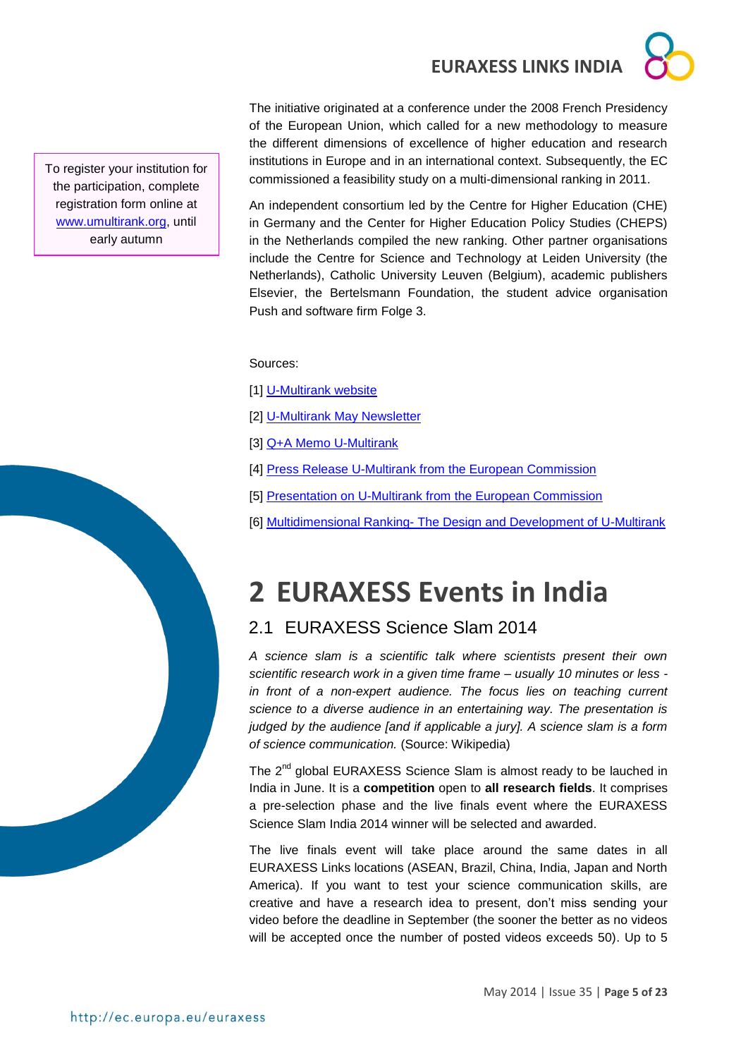To register your institution for the participation, complete registration form online at www.umultirank.org, until early autumn

The initiative originated at a conference under the 2008 French Presidency of the European Union, which called for a new methodology to measure the different dimensions of excellence of higher education and research institutions in Europe and in an international context. Subsequently, the EC commissioned a feasibility study on a multi-dimensional ranking in 2011.

An independent consortium led by the Centre for Higher Education (CHE) in Germany and the Center for Higher Education Policy Studies (CHEPS) in the Netherlands compiled the new ranking. Other partner organisations include the Centre for Science and Technology at Leiden University (the Netherlands), Catholic University Leuven (Belgium), academic publishers Elsevier, the Bertelsmann Foundation, the student advice organisation Push and software firm Folge 3.

Sources:

[1] U-Multirank website

[2] U-Multirank May Newsletter

[3] Q+A Memo U-Multirank

[4] Press Release U-Multirank from the European Commission

[5] Presentation on U-Multirank from the European Commission

[6] Multidimensional Ranking- The Design and Development of U-Multirank

# 2 EURAXESS Events in India

## 2.1 EURAXESS Science Slam 2014

*A science slam is a scientific talk where scientists present their own scientific research work in a given time frame – usually 10 minutes or less - in front of a non-expert audience. The focus lies on teaching current science to a diverse audience in an entertaining way. The presentation is judged by the audience [and if applicable a jury]. A science slam is a form of science communication.* (Source: Wikipedia)

The 2nd global EURAXESS Science Slam is almost ready to be lauched in India in June. It is a **competition** open to **all research fields**. It comprises a pre-selection phase and the live finals event where the EURAXESS Science Slam India 2014 winner will be selected and awarded.

The live finals event will take place around the same dates in all EURAXESS Links locations (ASEAN, Brazil, China, India, Japan and North America). If you want to test your science communication skills, are creative and have a research idea to present, don't miss sending your video before the deadline in September (the sooner the better as no videos will be accepted once the number of posted videos exceeds 50). Up to 5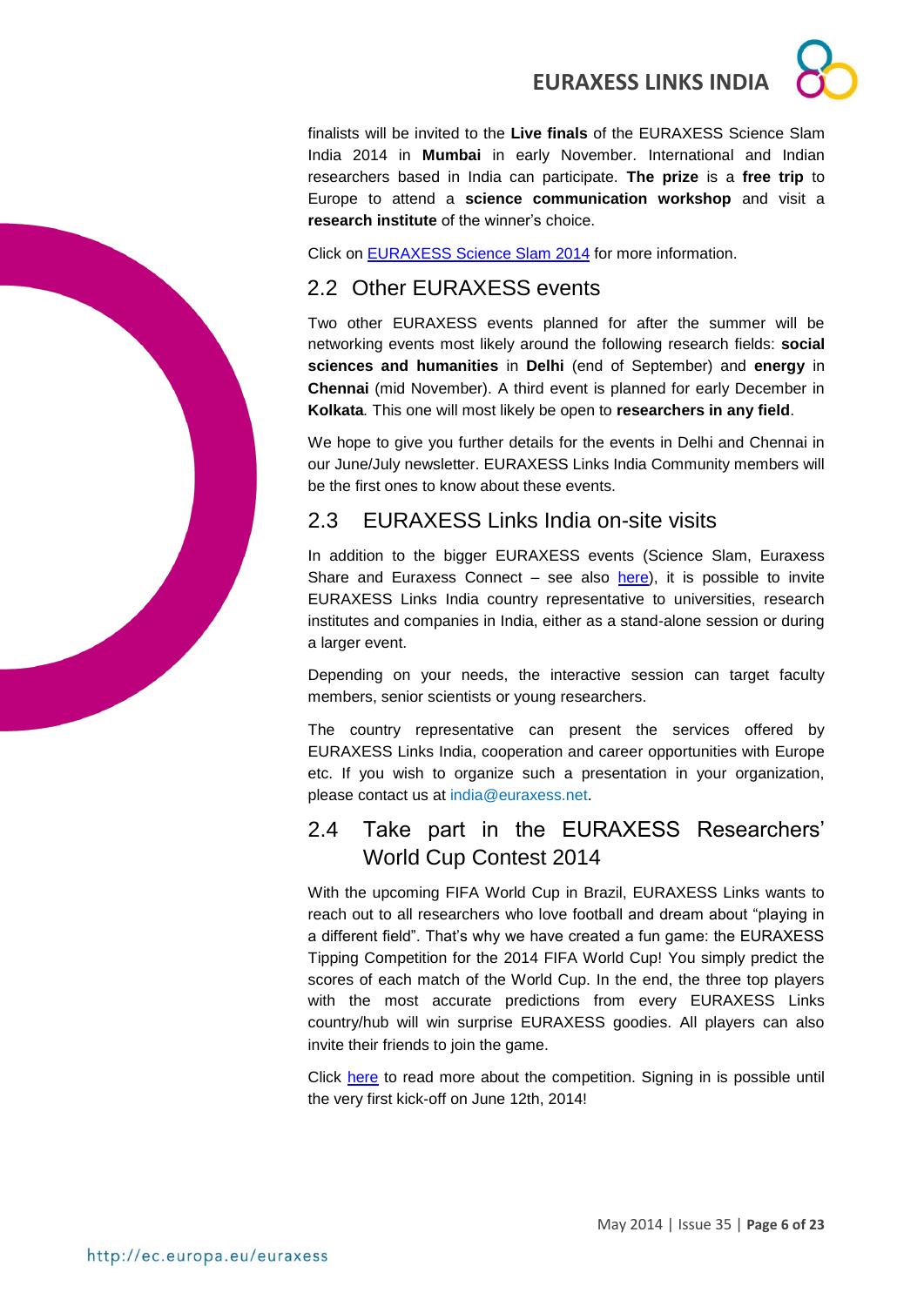finalists will be invited to the **Live finals** of the EURAXESS Science Slam India 2014 in **Mumbai** in early November. International and Indian researchers based in India can participate. **The prize** is a **free trip** to Europe to attend a **science communication workshop** and visit a **research institute** of the winner's choice.

Click on EURAXESS Science Slam 2014 for more information.

## 2.2 Other EURAXESS events

Two other EURAXESS events planned for after the summer will be networking events most likely around the following research fields: **social sciences and humanities** in **Delhi** (end of September) and **energy** in **Chennai** (mid November). A third event is planned for early December in **Kolkata**. This one will most likely be open to **researchers in any field**.

We hope to give you further details for the events in Delhi and Chennai in our June/July newsletter. EURAXESS Links India Community members will be the first ones to know about these events.

## 2.3 EURAXESS Links India on-site visits

In addition to the bigger EURAXESS events (Science Slam, Euraxess Share and Euraxess Connect – see also here), it is possible to invite EURAXESS Links India country representative to universities, research institutes and companies in India, either as a stand-alone session or during a larger event.

Depending on your needs, the interactive session can target faculty members, senior scientists or young researchers.

The country representative can present the services offered by EURAXESS Links India, cooperation and career opportunities with Europe etc. If you wish to organize such a presentation in your organization, please contact us at india@euraxess.net.

## 2.4 Take part in the EURAXESS Researchers' World Cup Contest 2014

With the upcoming FIFA World Cup in Brazil, EURAXESS Links wants to reach out to all researchers who love football and dream about "playing in a different field". That's why we have created a fun game: the EURAXESS Tipping Competition for the 2014 FIFA World Cup! You simply predict the scores of each match of the World Cup. In the end, the three top players with the most accurate predictions from every EURAXESS Links country/hub will win surprise EURAXESS goodies. All players can also invite their friends to join the game.

Click here to read more about the competition. Signing in is possible until the very first kick-off on June 12th, 2014!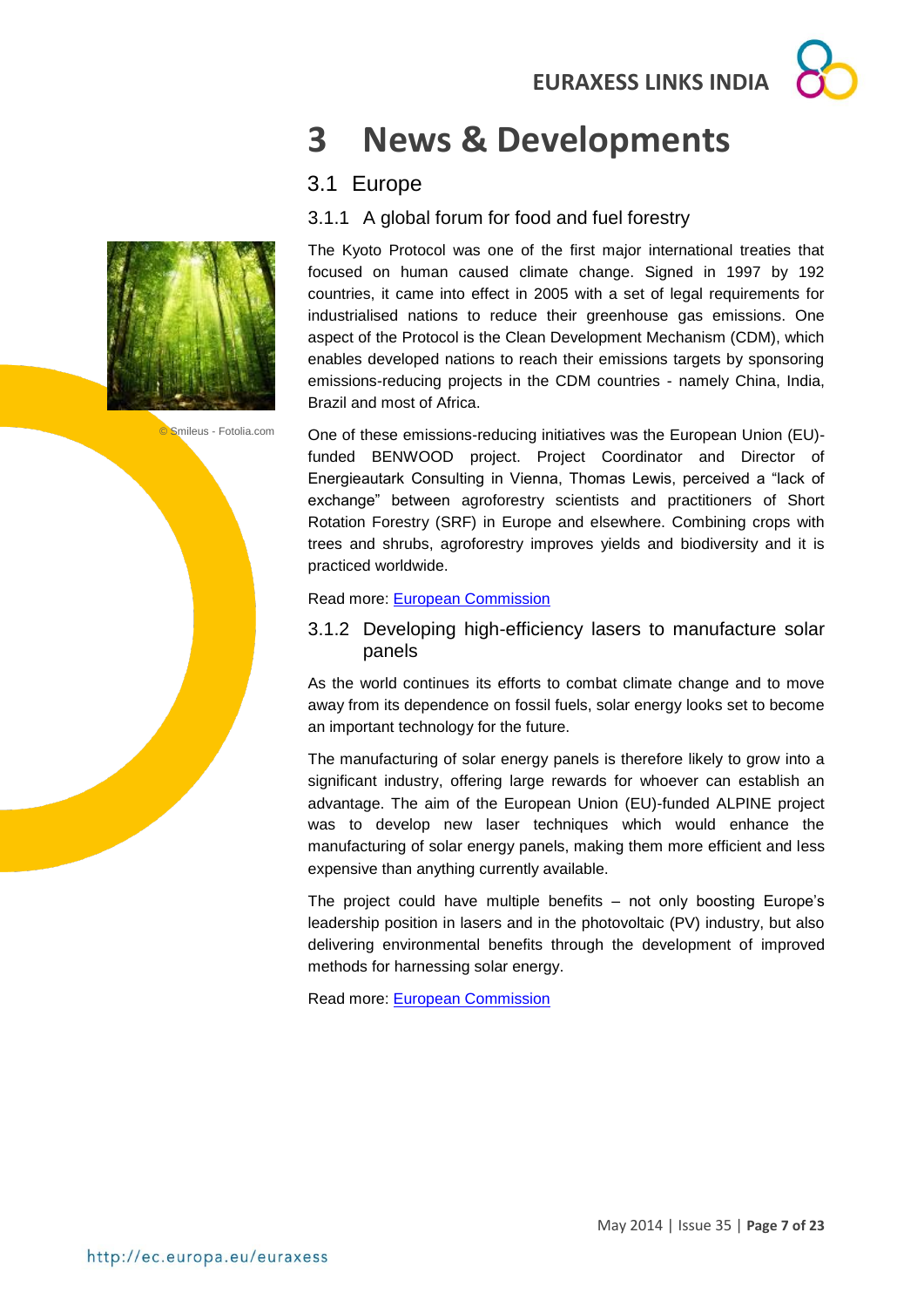# 3 News & Developments

## 3.1 Europe

### 3.1.1 A global forum for food and fuel forestry

© Smileus - Fotolia.com

The Kyoto Protocol was one of the first major international treaties that focused on human caused climate change. Signed in 1997 by 192 countries, it came into effect in 2005 with a set of legal requirements for industrialised nations to reduce their greenhouse gas emissions. One aspect of the Protocol is the Clean Development Mechanism (CDM), which enables developed nations to reach their emissions targets by sponsoring emissions-reducing projects in the CDM countries - namely China, India, Brazil and most of Africa.

One of these emissions-reducing initiatives was the European Union (EU)-funded BENWOOD project. Project Coordinator and Director of Energieautark Consulting in Vienna, Thomas Lewis, perceived a "lack of exchange" between agroforestry scientists and practitioners of Short Rotation Forestry (SRF) in Europe and elsewhere. Combining crops with trees and shrubs, agroforestry improves yields and biodiversity and it is practiced worldwide.

Read more: European Commission

### 3.1.2 Developing high-efficiency lasers to manufacture solar panels

As the world continues its efforts to combat climate change and to move away from its dependence on fossil fuels, solar energy looks set to become an important technology for the future.

The manufacturing of solar energy panels is therefore likely to grow into a significant industry, offering large rewards for whoever can establish an advantage. The aim of the European Union (EU)-funded ALPINE project was to develop new laser techniques which would enhance the manufacturing of solar energy panels, making them more efficient and less expensive than anything currently available.

The project could have multiple benefits – not only boosting Europe's leadership position in lasers and in the photovoltaic (PV) industry, but also delivering environmental benefits through the development of improved methods for harnessing solar energy.

Read more: European Commission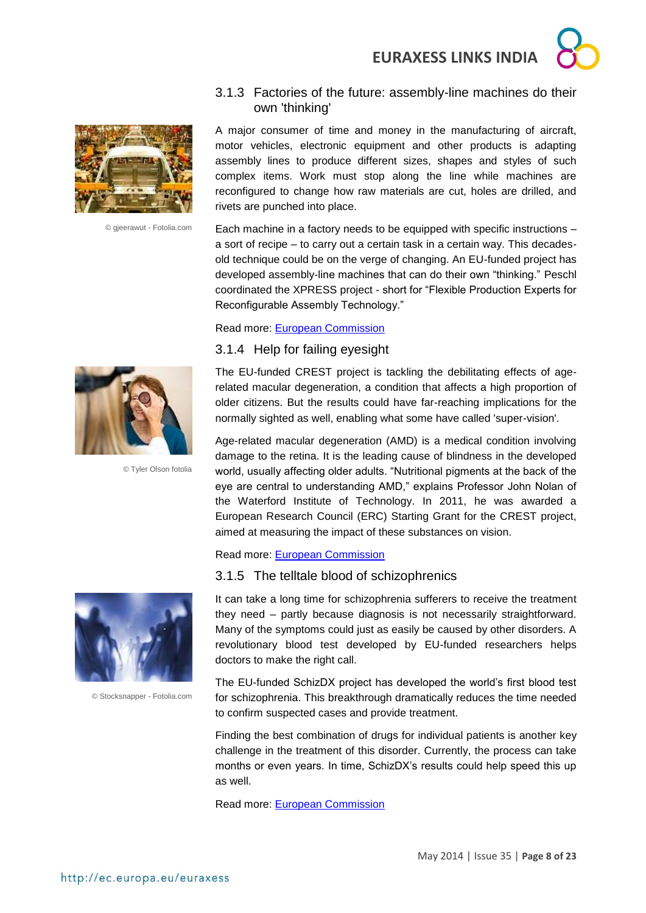### 3.1.3 Factories of the future: assembly-line machines do their own 'thinking'

© gjeerawut - Fotolia.com

A major consumer of time and money in the manufacturing of aircraft, motor vehicles, electronic equipment and other products is adapting assembly lines to produce different sizes, shapes and styles of such complex items. Work must stop along the line while machines are reconfigured to change how raw materials are cut, holes are drilled, and rivets are punched into place.

Each machine in a factory needs to be equipped with specific instructions – a sort of recipe – to carry out a certain task in a certain way. This decades-old technique could be on the verge of changing. An EU-funded project has developed assembly-line machines that can do their own “thinking.” Peschl coordinated the XPRESS project - short for “Flexible Production Experts for Reconfigurable Assembly Technology.”

Read more: European Commission

### 3.1.4 Help for failing eyesight

© Tyler Olson fotolia

The EU-funded CREST project is tackling the debilitating effects of age-related macular degeneration, a condition that affects a high proportion of older citizens. But the results could have far-reaching implications for the normally sighted as well, enabling what some have called 'super-vision'.

Age-related macular degeneration (AMD) is a medical condition involving damage to the retina. It is the leading cause of blindness in the developed world, usually affecting older adults. “Nutritional pigments at the back of the eye are central to understanding AMD,” explains Professor John Nolan of the Waterford Institute of Technology. In 2011, he was awarded a European Research Council (ERC) Starting Grant for the CREST project, aimed at measuring the impact of these substances on vision.

Read more: European Commission

### 3.1.5 The telltale blood of schizophrenics

© Stocksnapper - Fotolia.com

It can take a long time for schizophrenia sufferers to receive the treatment they need – partly because diagnosis is not necessarily straightforward. Many of the symptoms could just as easily be caused by other disorders. A revolutionary blood test developed by EU-funded researchers helps doctors to make the right call.

The EU-funded SchizDX project has developed the world’s first blood test for schizophrenia. This breakthrough dramatically reduces the time needed to confirm suspected cases and provide treatment.

Finding the best combination of drugs for individual patients is another key challenge in the treatment of this disorder. Currently, the process can take months or even years. In time, SchizDX’s results could help speed this up as well.

Read more: European Commission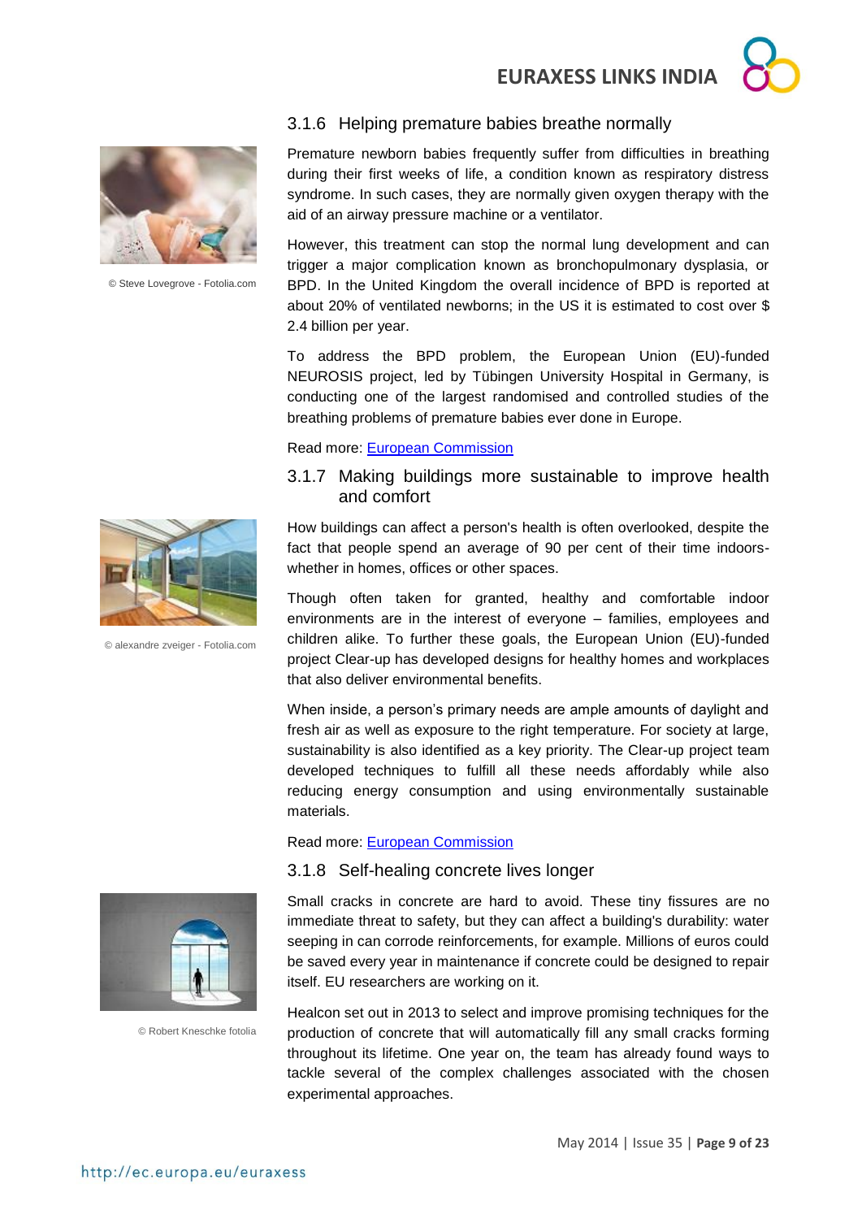### 3.1.6 Helping premature babies breathe normally

© Steve Lovegrove - Fotolia.com

Premature newborn babies frequently suffer from difficulties in breathing during their first weeks of life, a condition known as respiratory distress syndrome. In such cases, they are normally given oxygen therapy with the aid of an airway pressure machine or a ventilator.

However, this treatment can stop the normal lung development and can trigger a major complication known as bronchopulmonary dysplasia, or BPD. In the United Kingdom the overall incidence of BPD is reported at about 20% of ventilated newborns; in the US it is estimated to cost over $ 2.4 billion per year.

To address the BPD problem, the European Union (EU)-funded NEUROSIS project, led by Tübingen University Hospital in Germany, is conducting one of the largest randomised and controlled studies of the breathing problems of premature babies ever done in Europe.

Read more: European Commission

### 3.1.7 Making buildings more sustainable to improve health and comfort

© alexandre zveiger - Fotolia.com

How buildings can affect a person's health is often overlooked, despite the fact that people spend an average of 90 per cent of their time indoors- whether in homes, offices or other spaces.

Though often taken for granted, healthy and comfortable indoor environments are in the interest of everyone – families, employees and children alike. To further these goals, the European Union (EU)-funded project Clear-up has developed designs for healthy homes and workplaces that also deliver environmental benefits.

When inside, a person's primary needs are ample amounts of daylight and fresh air as well as exposure to the right temperature. For society at large, sustainability is also identified as a key priority. The Clear-up project team developed techniques to fulfill all these needs affordably while also reducing energy consumption and using environmentally sustainable materials.

Read more: European Commission

### 3.1.8 Self-healing concrete lives longer

© Robert Kneschke fotolia

Small cracks in concrete are hard to avoid. These tiny fissures are no immediate threat to safety, but they can affect a building's durability: water seeping in can corrode reinforcements, for example. Millions of euros could be saved every year in maintenance if concrete could be designed to repair itself. EU researchers are working on it.

Healcon set out in 2013 to select and improve promising techniques for the production of concrete that will automatically fill any small cracks forming throughout its lifetime. One year on, the team has already found ways to tackle several of the complex challenges associated with the chosen experimental approaches.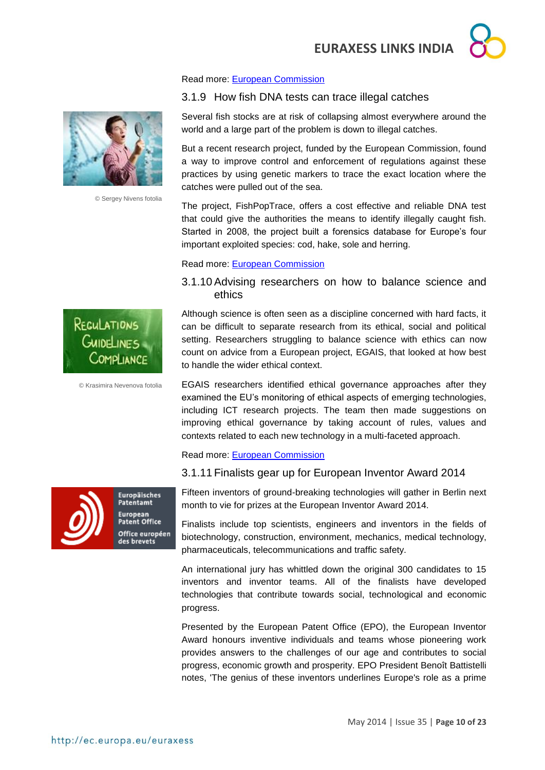Read more: [European Commission]()

### 3.1.9 How fish DNA tests can trace illegal catches

© Sergey Nivens fotolia

Several fish stocks are at risk of collapsing almost everywhere around the world and a large part of the problem is down to illegal catches.

But a recent research project, funded by the European Commission, found a way to improve control and enforcement of regulations against these practices by using genetic markers to trace the exact location where the catches were pulled out of the sea.

The project, FishPopTrace, offers a cost effective and reliable DNA test that could give the authorities the means to identify illegally caught fish. Started in 2008, the project built a forensics database for Europe's four important exploited species: cod, hake, sole and herring.

Read more: [European Commission]()

### 3.1.10 Advising researchers on how to balance science and ethics

© Krasimira Nevenova fotolia

Although science is often seen as a discipline concerned with hard facts, it can be difficult to separate research from its ethical, social and political setting. Researchers struggling to balance science with ethics can now count on advice from a European project, EGAIS, that looked at how best to handle the wider ethical context.

EGAIS researchers identified ethical governance approaches after they examined the EU's monitoring of ethical aspects of emerging technologies, including ICT research projects. The team then made suggestions on improving ethical governance by taking account of rules, values and contexts related to each new technology in a multi-faceted approach.

Read more: [European Commission]()

### 3.1.11 Finalists gear up for European Inventor Award 2014

Fifteen inventors of ground-breaking technologies will gather in Berlin next month to vie for prizes at the European Inventor Award 2014.

Finalists include top scientists, engineers and inventors in the fields of biotechnology, construction, environment, mechanics, medical technology, pharmaceuticals, telecommunications and traffic safety.

An international jury has whittled down the original 300 candidates to 15 inventors and inventor teams. All of the finalists have developed technologies that contribute towards social, technological and economic progress.

Presented by the European Patent Office (EPO), the European Inventor Award honours inventive individuals and teams whose pioneering work provides answers to the challenges of our age and contributes to social progress, economic growth and prosperity. EPO President Benoît Battistelli notes, 'The genius of these inventors underlines Europe's role as a prime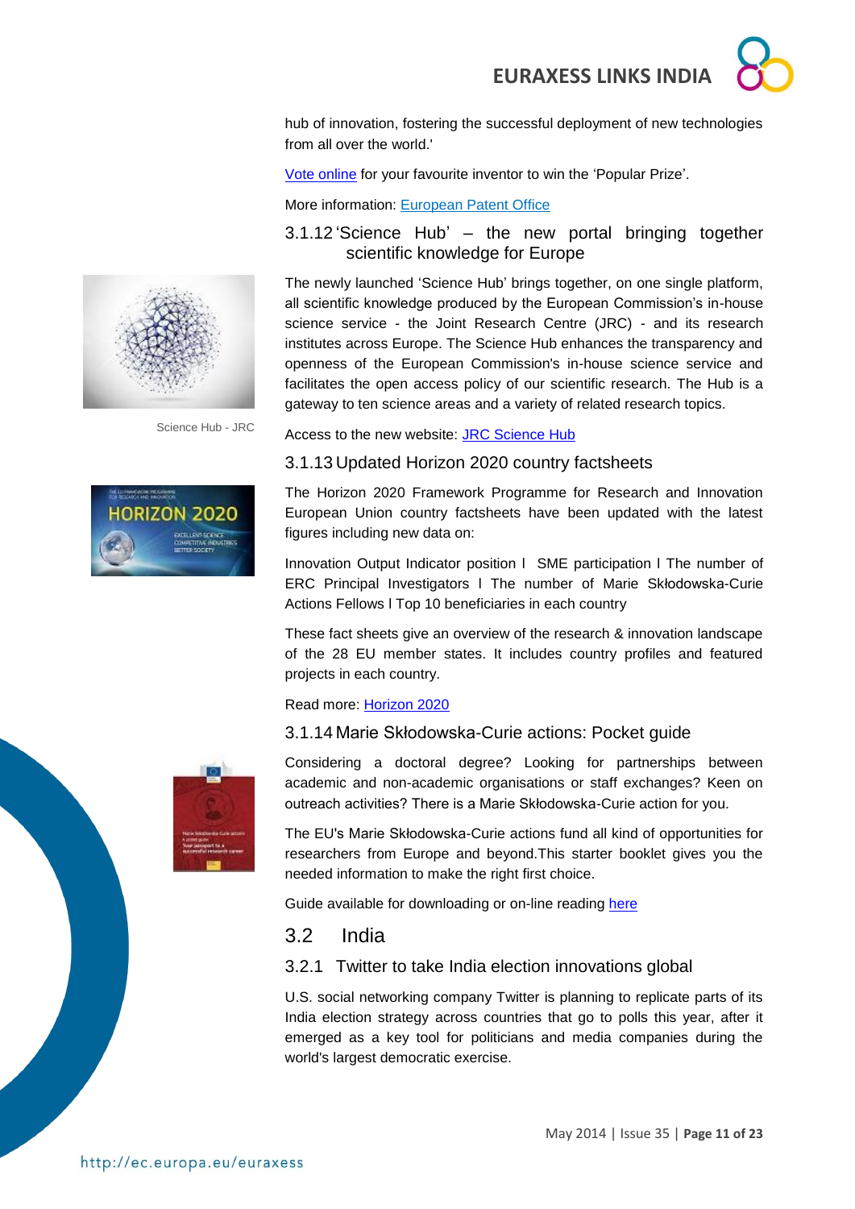hub of innovation, fostering the successful deployment of new technologies from all over the world.'

Vote online for your favourite inventor to win the 'Popular Prize'.

More information: European Patent Office

### 3.1.12 'Science Hub' – the new portal bringing together scientific knowledge for Europe

Science Hub - JRC

The newly launched 'Science Hub' brings together, on one single platform, all scientific knowledge produced by the European Commission's in-house science service - the Joint Research Centre (JRC) - and its research institutes across Europe. The Science Hub enhances the transparency and openness of the European Commission's in-house science service and facilitates the open access policy of our scientific research. The Hub is a gateway to ten science areas and a variety of related research topics.

Access to the new website: JRC Science Hub

### 3.1.13 Updated Horizon 2020 country factsheets

The Horizon 2020 Framework Programme for Research and Innovation European Union country factsheets have been updated with the latest figures including new data on:

Innovation Output Indicator position l SME participation l The number of ERC Principal Investigators l The number of Marie Skłodowska-Curie Actions Fellows l Top 10 beneficiaries in each country

These fact sheets give an overview of the research & innovation landscape of the 28 EU member states. It includes country profiles and featured projects in each country.

Read more: Horizon 2020

### 3.1.14 Marie Skłodowska-Curie actions: Pocket guide

Considering a doctoral degree? Looking for partnerships between academic and non-academic organisations or staff exchanges? Keen on outreach activities? There is a Marie Skłodowska-Curie action for you.

The EU's Marie Skłodowska-Curie actions fund all kind of opportunities for researchers from Europe and beyond.This starter booklet gives you the needed information to make the right first choice.

Guide available for downloading or on-line reading here

## 3.2 India

### 3.2.1 Twitter to take India election innovations global

U.S. social networking company Twitter is planning to replicate parts of its India election strategy across countries that go to polls this year, after it emerged as a key tool for politicians and media companies during the world's largest democratic exercise.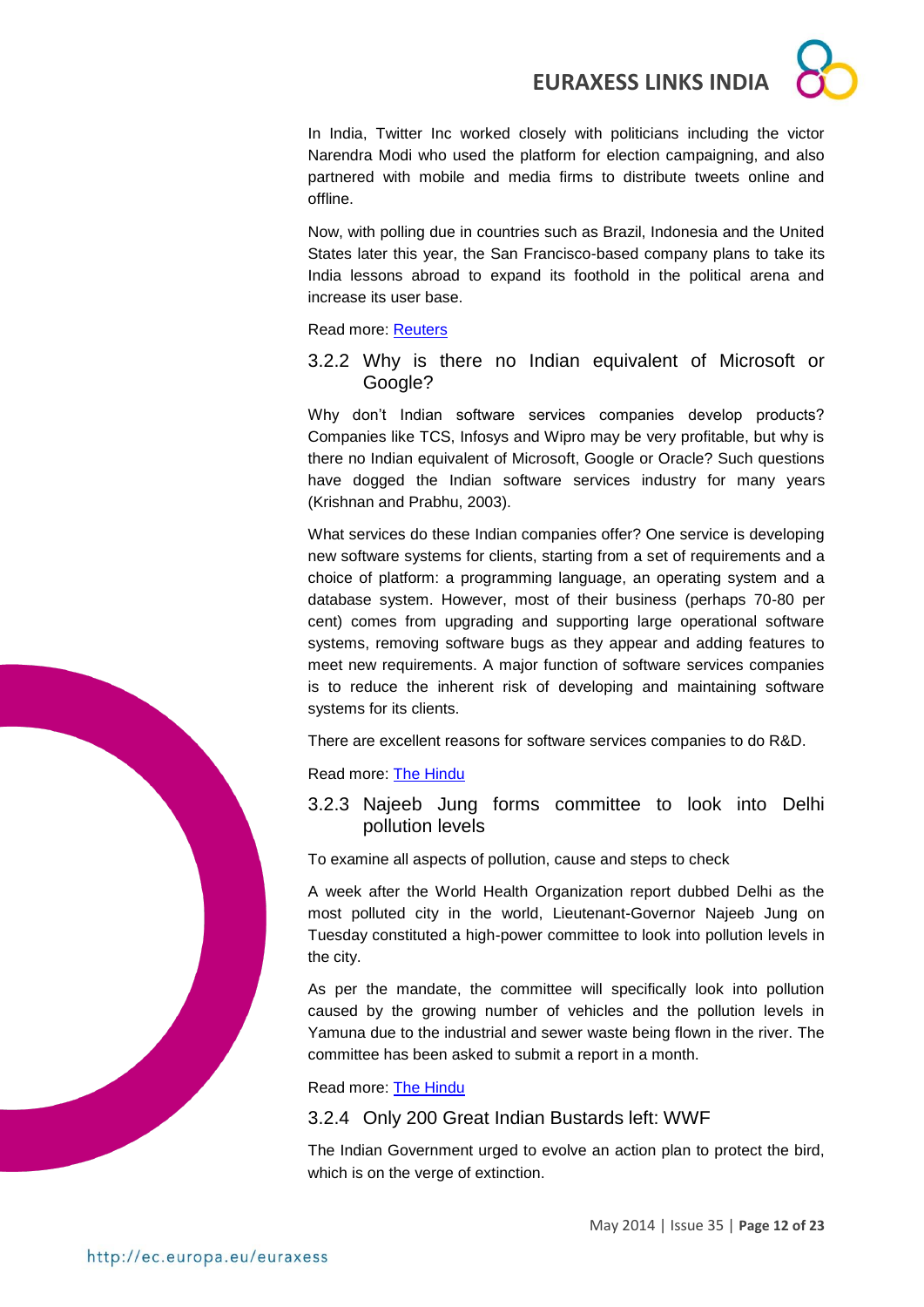In India, Twitter Inc worked closely with politicians including the victor Narendra Modi who used the platform for election campaigning, and also partnered with mobile and media firms to distribute tweets online and offline.

Now, with polling due in countries such as Brazil, Indonesia and the United States later this year, the San Francisco-based company plans to take its India lessons abroad to expand its foothold in the political arena and increase its user base.

Read more: [Reuters]

### 3.2.2 Why is there no Indian equivalent of Microsoft or Google?

Why don't Indian software services companies develop products? Companies like TCS, Infosys and Wipro may be very profitable, but why is there no Indian equivalent of Microsoft, Google or Oracle? Such questions have dogged the Indian software services industry for many years (Krishnan and Prabhu, 2003).

What services do these Indian companies offer? One service is developing new software systems for clients, starting from a set of requirements and a choice of platform: a programming language, an operating system and a database system. However, most of their business (perhaps 70-80 per cent) comes from upgrading and supporting large operational software systems, removing software bugs as they appear and adding features to meet new requirements. A major function of software services companies is to reduce the inherent risk of developing and maintaining software systems for its clients.

There are excellent reasons for software services companies to do R&D.

Read more: [The Hindu]

### 3.2.3 Najeeb Jung forms committee to look into Delhi pollution levels

To examine all aspects of pollution, cause and steps to check

A week after the World Health Organization report dubbed Delhi as the most polluted city in the world, Lieutenant-Governor Najeeb Jung on Tuesday constituted a high-power committee to look into pollution levels in the city.

As per the mandate, the committee will specifically look into pollution caused by the growing number of vehicles and the pollution levels in Yamuna due to the industrial and sewer waste being flown in the river. The committee has been asked to submit a report in a month.

Read more: [The Hindu]

### 3.2.4 Only 200 Great Indian Bustards left: WWF

The Indian Government urged to evolve an action plan to protect the bird, which is on the verge of extinction.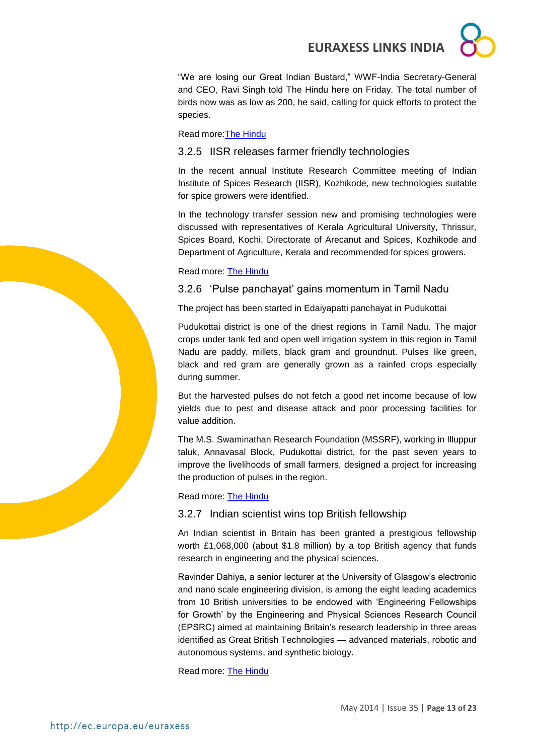"We are losing our Great Indian Bustard," WWF-India Secretary-General and CEO, Ravi Singh told The Hindu here on Friday. The total number of birds now was as low as 200, he said, calling for quick efforts to protect the species.

Read more:[The Hindu]

### 3.2.5 IISR releases farmer friendly technologies

In the recent annual Institute Research Committee meeting of Indian Institute of Spices Research (IISR), Kozhikode, new technologies suitable for spice growers were identified.

In the technology transfer session new and promising technologies were discussed with representatives of Kerala Agricultural University, Thrissur, Spices Board, Kochi, Directorate of Arecanut and Spices, Kozhikode and Department of Agriculture, Kerala and recommended for spices growers.

Read more: [The Hindu]

### 3.2.6 'Pulse panchayat' gains momentum in Tamil Nadu

The project has been started in Edaiyapatti panchayat in Pudukottai

Pudukottai district is one of the driest regions in Tamil Nadu. The major crops under tank fed and open well irrigation system in this region in Tamil Nadu are paddy, millets, black gram and groundnut. Pulses like green, black and red gram are generally grown as a rainfed crops especially during summer.

But the harvested pulses do not fetch a good net income because of low yields due to pest and disease attack and poor processing facilities for value addition.

The M.S. Swaminathan Research Foundation (MSSRF), working in Illuppur taluk, Annavasal Block, Pudukottai district, for the past seven years to improve the livelihoods of small farmers, designed a project for increasing the production of pulses in the region.

Read more: [The Hindu]

### 3.2.7 Indian scientist wins top British fellowship

An Indian scientist in Britain has been granted a prestigious fellowship worth £1,068,000 (about $1.8 million) by a top British agency that funds research in engineering and the physical sciences.

Ravinder Dahiya, a senior lecturer at the University of Glasgow's electronic and nano scale engineering division, is among the eight leading academics from 10 British universities to be endowed with 'Engineering Fellowships for Growth' by the Engineering and Physical Sciences Research Council (EPSRC) aimed at maintaining Britain's research leadership in three areas identified as Great British Technologies — advanced materials, robotic and autonomous systems, and synthetic biology.

Read more: [The Hindu]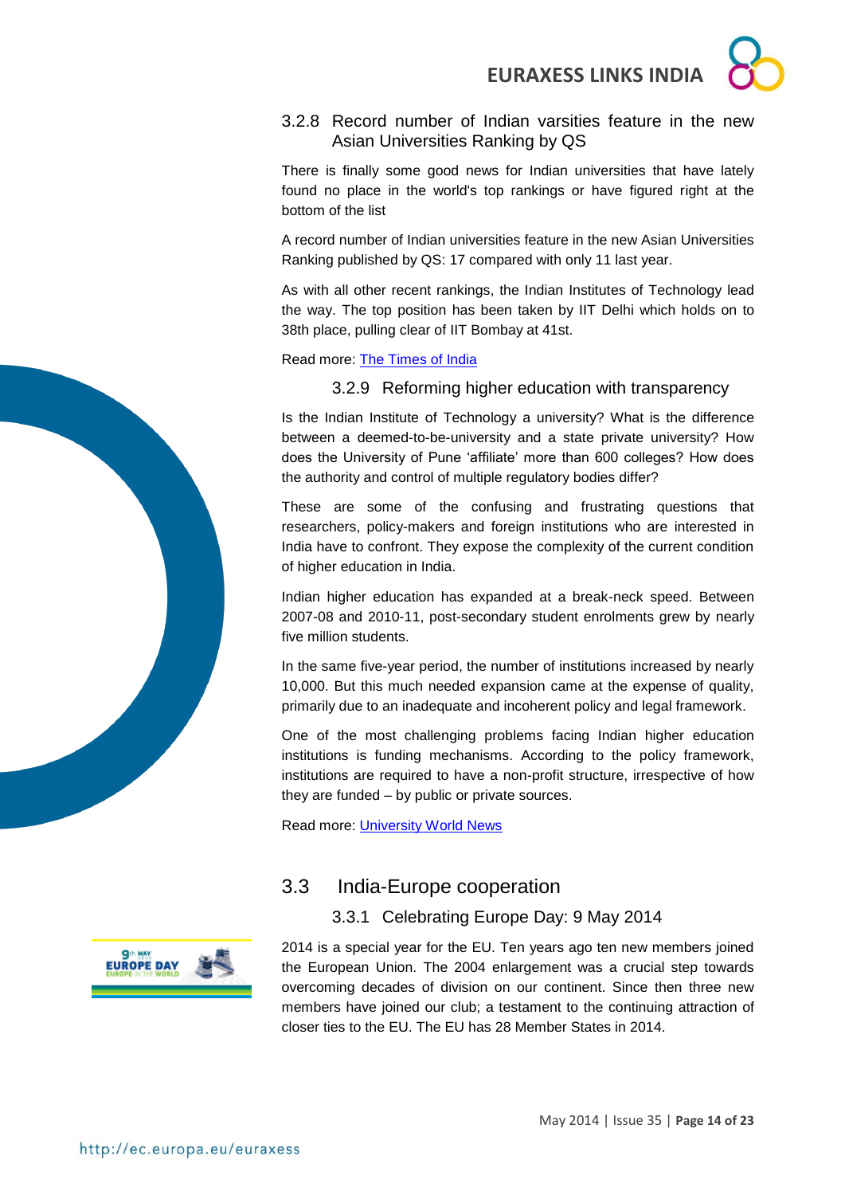### 3.2.8 Record number of Indian varsities feature in the new Asian Universities Ranking by QS

There is finally some good news for Indian universities that have lately found no place in the world's top rankings or have figured right at the bottom of the list

A record number of Indian universities feature in the new Asian Universities Ranking published by QS: 17 compared with only 11 last year.

As with all other recent rankings, the Indian Institutes of Technology lead the way. The top position has been taken by IIT Delhi which holds on to 38th place, pulling clear of IIT Bombay at 41st.

Read more: [The Times of India]

### 3.2.9 Reforming higher education with transparency

Is the Indian Institute of Technology a university? What is the difference between a deemed-to-be-university and a state private university? How does the University of Pune 'affiliate' more than 600 colleges? How does the authority and control of multiple regulatory bodies differ?

These are some of the confusing and frustrating questions that researchers, policy-makers and foreign institutions who are interested in India have to confront. They expose the complexity of the current condition of higher education in India.

Indian higher education has expanded at a break-neck speed. Between 2007-08 and 2010-11, post-secondary student enrolments grew by nearly five million students.

In the same five-year period, the number of institutions increased by nearly 10,000. But this much needed expansion came at the expense of quality, primarily due to an inadequate and incoherent policy and legal framework.

One of the most challenging problems facing Indian higher education institutions is funding mechanisms. According to the policy framework, institutions are required to have a non-profit structure, irrespective of how they are funded – by public or private sources.

Read more: [University World News]

## 3.3 India-Europe cooperation

### 3.3.1 Celebrating Europe Day: 9 May 2014

2014 is a special year for the EU. Ten years ago ten new members joined the European Union. The 2004 enlargement was a crucial step towards overcoming decades of division on our continent. Since then three new members have joined our club; a testament to the continuing attraction of closer ties to the EU. The EU has 28 Member States in 2014.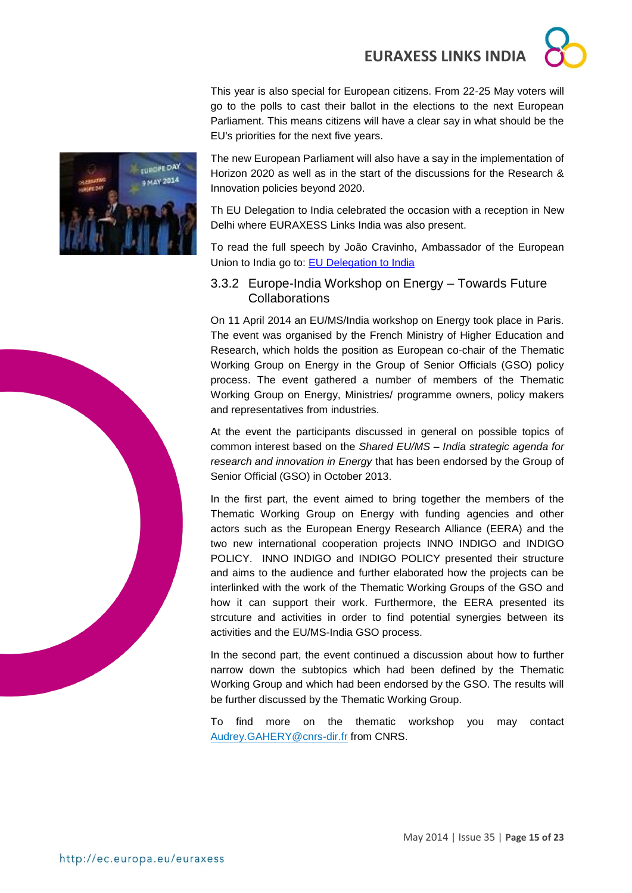This year is also special for European citizens. From 22-25 May voters will go to the polls to cast their ballot in the elections to the next European Parliament. This means citizens will have a clear say in what should be the EU's priorities for the next five years.

The new European Parliament will also have a say in the implementation of Horizon 2020 as well as in the start of the discussions for the Research & Innovation policies beyond 2020.

Th EU Delegation to India celebrated the occasion with a reception in New Delhi where EURAXESS Links India was also present.

To read the full speech by João Cravinho, Ambassador of the European Union to India go to: [EU Delegation to India]

### 3.3.2 Europe-India Workshop on Energy – Towards Future Collaborations

On 11 April 2014 an EU/MS/India workshop on Energy took place in Paris. The event was organised by the French Ministry of Higher Education and Research, which holds the position as European co-chair of the Thematic Working Group on Energy in the Group of Senior Officials (GSO) policy process. The event gathered a number of members of the Thematic Working Group on Energy, Ministries/ programme owners, policy makers and representatives from industries.

At the event the participants discussed in general on possible topics of common interest based on the *Shared EU/MS – India strategic agenda for research and innovation in Energy* that has been endorsed by the Group of Senior Official (GSO) in October 2013.

In the first part, the event aimed to bring together the members of the Thematic Working Group on Energy with funding agencies and other actors such as the European Energy Research Alliance (EERA) and the two new international cooperation projects INNO INDIGO and INDIGO POLICY. INNO INDIGO and INDIGO POLICY presented their structure and aims to the audience and further elaborated how the projects can be interlinked with the work of the Thematic Working Groups of the GSO and how it can support their work. Furthermore, the EERA presented its strcuture and activities in order to find potential synergies between its activities and the EU/MS-India GSO process.

In the second part, the event continued a discussion about how to further narrow down the subtopics which had been defined by the Thematic Working Group and which had been endorsed by the GSO. The results will be further discussed by the Thematic Working Group.

To find more on the thematic workshop you may contact Audrey.GAHERY@cnrs-dir.fr from CNRS.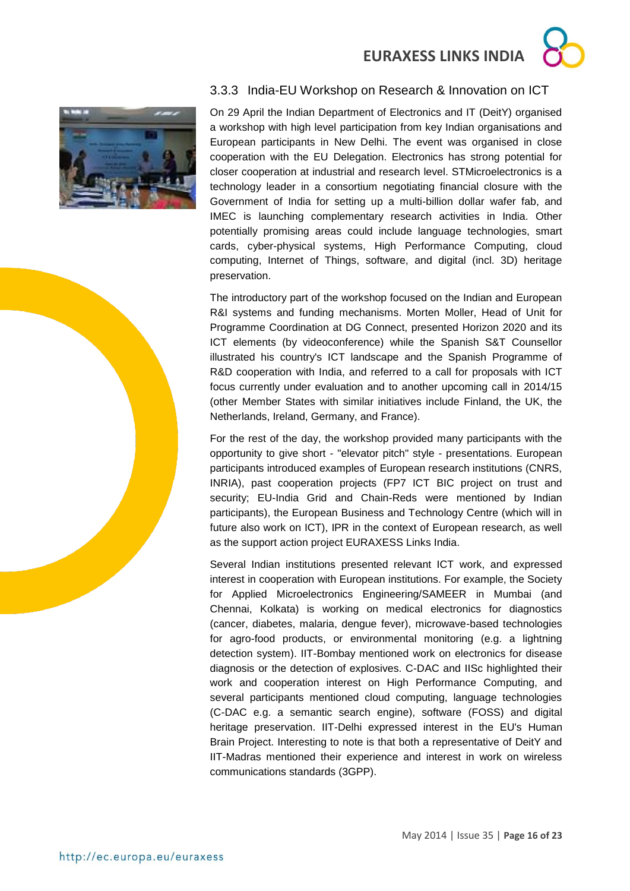### 3.3.3 India-EU Workshop on Research & Innovation on ICT

On 29 April the Indian Department of Electronics and IT (DeitY) organised a workshop with high level participation from key Indian organisations and European participants in New Delhi. The event was organised in close cooperation with the EU Delegation. Electronics has strong potential for closer cooperation at industrial and research level. STMicroelectronics is a technology leader in a consortium negotiating financial closure with the Government of India for setting up a multi-billion dollar wafer fab, and IMEC is launching complementary research activities in India. Other potentially promising areas could include language technologies, smart cards, cyber-physical systems, High Performance Computing, cloud computing, Internet of Things, software, and digital (incl. 3D) heritage preservation.

The introductory part of the workshop focused on the Indian and European R&I systems and funding mechanisms. Morten Moller, Head of Unit for Programme Coordination at DG Connect, presented Horizon 2020 and its ICT elements (by videoconference) while the Spanish S&T Counsellor illustrated his country's ICT landscape and the Spanish Programme of R&D cooperation with India, and referred to a call for proposals with ICT focus currently under evaluation and to another upcoming call in 2014/15 (other Member States with similar initiatives include Finland, the UK, the Netherlands, Ireland, Germany, and France).

For the rest of the day, the workshop provided many participants with the opportunity to give short - "elevator pitch" style - presentations. European participants introduced examples of European research institutions (CNRS, INRIA), past cooperation projects (FP7 ICT BIC project on trust and security; EU-India Grid and Chain-Reds were mentioned by Indian participants), the European Business and Technology Centre (which will in future also work on ICT), IPR in the context of European research, as well as the support action project EURAXESS Links India.

Several Indian institutions presented relevant ICT work, and expressed interest in cooperation with European institutions. For example, the Society for Applied Microelectronics Engineering/SAMEER in Mumbai (and Chennai, Kolkata) is working on medical electronics for diagnostics (cancer, diabetes, malaria, dengue fever), microwave-based technologies for agro-food products, or environmental monitoring (e.g. a lightning detection system). IIT-Bombay mentioned work on electronics for disease diagnosis or the detection of explosives. C-DAC and IISc highlighted their work and cooperation interest on High Performance Computing, and several participants mentioned cloud computing, language technologies (C-DAC e.g. a semantic search engine), software (FOSS) and digital heritage preservation. IIT-Delhi expressed interest in the EU's Human Brain Project. Interesting to note is that both a representative of DeitY and IIT-Madras mentioned their experience and interest in work on wireless communications standards (3GPP).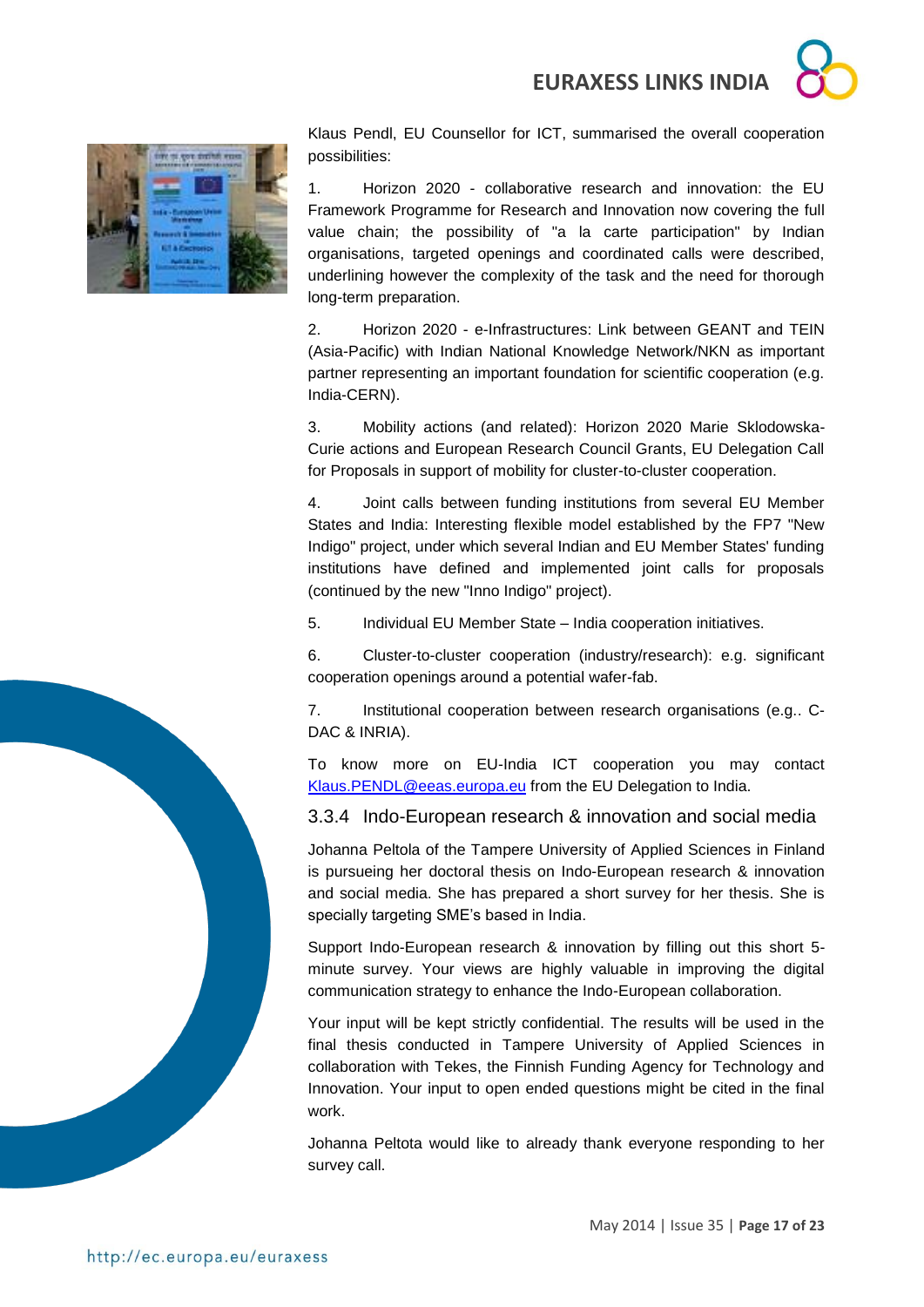Klaus Pendl, EU Counsellor for ICT, summarised the overall cooperation possibilities:

1. Horizon 2020 - collaborative research and innovation: the EU Framework Programme for Research and Innovation now covering the full value chain; the possibility of "a la carte participation" by Indian organisations, targeted openings and coordinated calls were described, underlining however the complexity of the task and the need for thorough long-term preparation.

2. Horizon 2020 - e-Infrastructures: Link between GEANT and TEIN (Asia-Pacific) with Indian National Knowledge Network/NKN as important partner representing an important foundation for scientific cooperation (e.g. India-CERN).

3. Mobility actions (and related): Horizon 2020 Marie Sklodowska-Curie actions and European Research Council Grants, EU Delegation Call for Proposals in support of mobility for cluster-to-cluster cooperation.

4. Joint calls between funding institutions from several EU Member States and India: Interesting flexible model established by the FP7 "New Indigo" project, under which several Indian and EU Member States' funding institutions have defined and implemented joint calls for proposals (continued by the new "Inno Indigo" project).

5. Individual EU Member State – India cooperation initiatives.

6. Cluster-to-cluster cooperation (industry/research): e.g. significant cooperation openings around a potential wafer-fab.

7. Institutional cooperation between research organisations (e.g.. C-DAC & INRIA).

To know more on EU-India ICT cooperation you may contact Klaus.PENDL@eeas.europa.eu from the EU Delegation to India.

### 3.3.4 Indo-European research & innovation and social media

Johanna Peltola of the Tampere University of Applied Sciences in Finland is pursueing her doctoral thesis on Indo-European research & innovation and social media. She has prepared a short survey for her thesis. She is specially targeting SME's based in India.

Support Indo-European research & innovation by filling out this short 5-minute survey. Your views are highly valuable in improving the digital communication strategy to enhance the Indo-European collaboration.

Your input will be kept strictly confidential. The results will be used in the final thesis conducted in Tampere University of Applied Sciences in collaboration with Tekes, the Finnish Funding Agency for Technology and Innovation. Your input to open ended questions might be cited in the final work.

Johanna Peltota would like to already thank everyone responding to her survey call.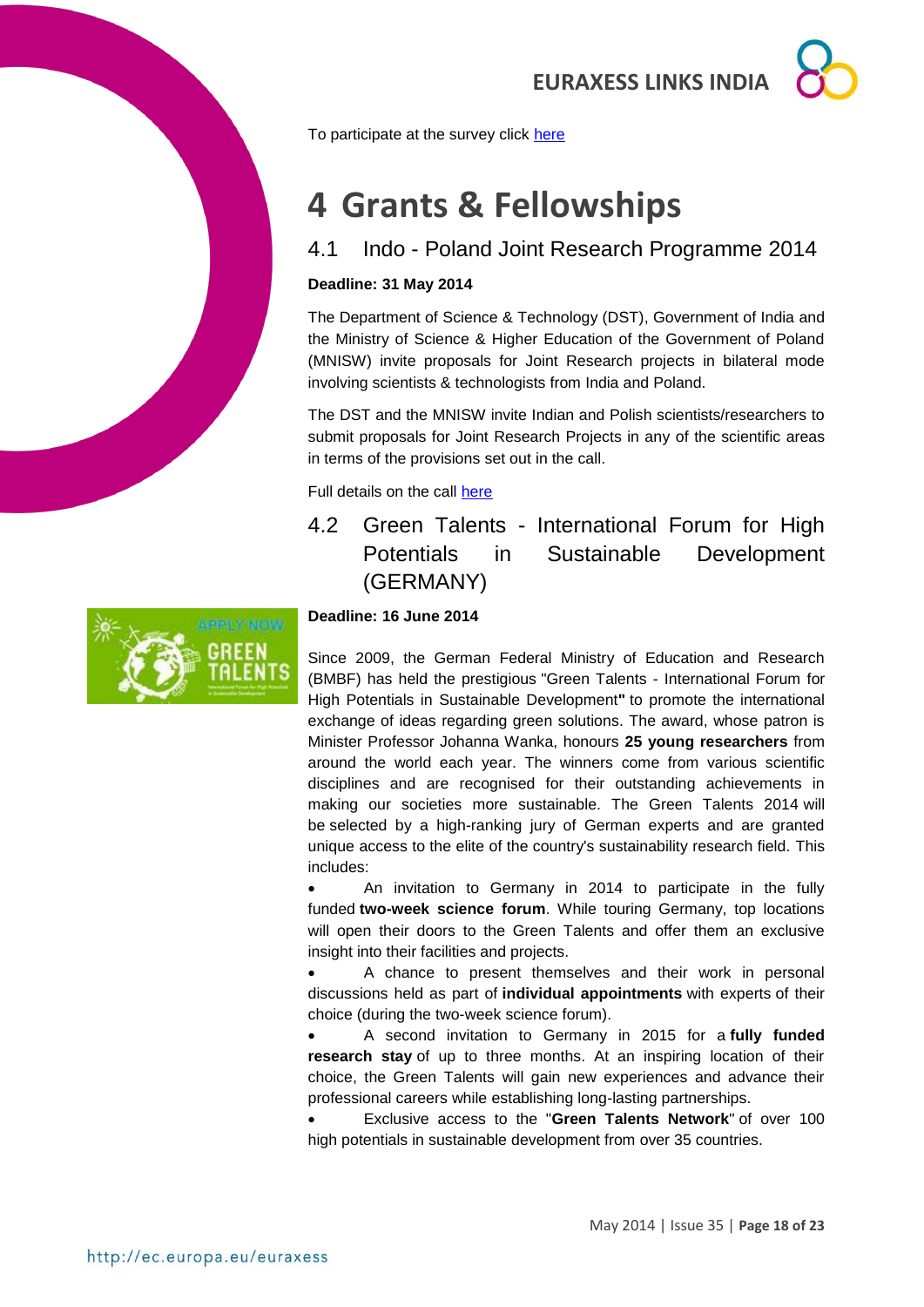To participate at the survey click here

# 4 Grants & Fellowships

## 4.1 Indo - Poland Joint Research Programme 2014

**Deadline: 31 May 2014**

The Department of Science & Technology (DST), Government of India and the Ministry of Science & Higher Education of the Government of Poland (MNISW) invite proposals for Joint Research projects in bilateral mode involving scientists & technologists from India and Poland.

The DST and the MNISW invite Indian and Polish scientists/researchers to submit proposals for Joint Research Projects in any of the scientific areas in terms of the provisions set out in the call.

Full details on the call here

## 4.2 Green Talents - International Forum for High Potentials in Sustainable Development (GERMANY)

**Deadline: 16 June 2014**

Since 2009, the German Federal Ministry of Education and Research (BMBF) has held the prestigious "Green Talents - International Forum for High Potentials in Sustainable Development**"** to promote the international exchange of ideas regarding green solutions. The award, whose patron is Minister Professor Johanna Wanka, honours **25 young researchers** from around the world each year. The winners come from various scientific disciplines and are recognised for their outstanding achievements in making our societies more sustainable. The Green Talents 2014 will be selected by a high-ranking jury of German experts and are granted unique access to the elite of the country's sustainability research field. This includes:

- An invitation to Germany in 2014 to participate in the fully funded **two-week science forum**. While touring Germany, top locations will open their doors to the Green Talents and offer them an exclusive insight into their facilities and projects.
- A chance to present themselves and their work in personal discussions held as part of **individual appointments** with experts of their choice (during the two-week science forum).
- A second invitation to Germany in 2015 for a **fully funded research stay** of up to three months. At an inspiring location of their choice, the Green Talents will gain new experiences and advance their professional careers while establishing long-lasting partnerships.
- Exclusive access to the "**Green Talents Network**" of over 100 high potentials in sustainable development from over 35 countries.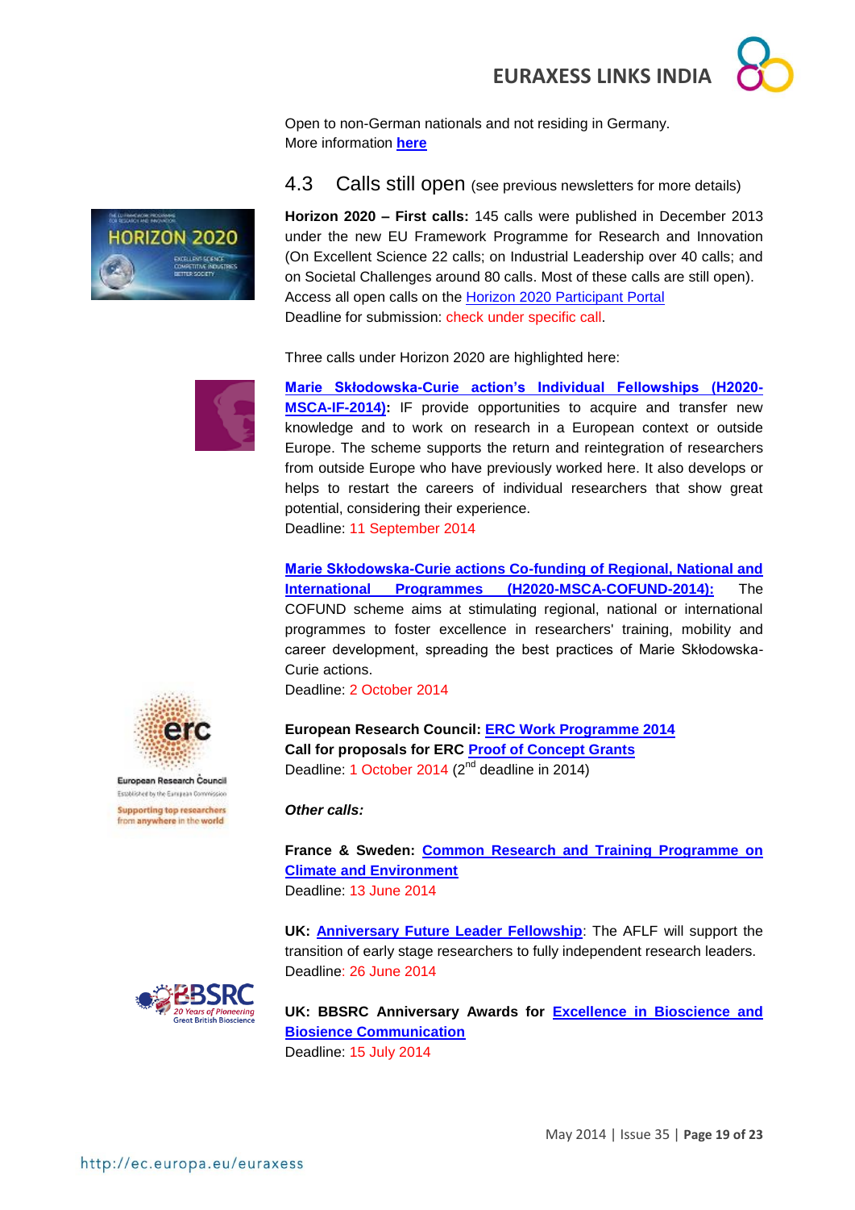Open to non-German nationals and not residing in Germany.
More information **here**

## 4.3 Calls still open (see previous newsletters for more details)

**Horizon 2020 – First calls:** 145 calls were published in December 2013 under the new EU Framework Programme for Research and Innovation (On Excellent Science 22 calls; on Industrial Leadership over 40 calls; and on Societal Challenges around 80 calls. Most of these calls are still open). Access all open calls on the Horizon 2020 Participant Portal
Deadline for submission: check under specific call.

Three calls under Horizon 2020 are highlighted here:

**Marie Skłodowska-Curie action's Individual Fellowships (H2020-MSCA-IF-2014):** IF provide opportunities to acquire and transfer new knowledge and to work on research in a European context or outside Europe. The scheme supports the return and reintegration of researchers from outside Europe who have previously worked here. It also develops or helps to restart the careers of individual researchers that show great potential, considering their experience.
Deadline: 11 September 2014

**Marie Skłodowska-Curie actions Co-funding of Regional, National and International Programmes (H2020-MSCA-COFUND-2014):** The COFUND scheme aims at stimulating regional, national or international programmes to foster excellence in researchers' training, mobility and career development, spreading the best practices of Marie Skłodowska-Curie actions.
Deadline: 2 October 2014

**European Research Council: ERC Work Programme 2014**
**Call for proposals for ERC Proof of Concept Grants**
Deadline: 1 October 2014 (2nd deadline in 2014)

***Other calls:***

**France & Sweden: Common Research and Training Programme on Climate and Environment**
Deadline: 13 June 2014

**UK: Anniversary Future Leader Fellowship**: The AFLF will support the transition of early stage researchers to fully independent research leaders.
Deadline: 26 June 2014

**UK: BBSRC Anniversary Awards for Excellence in Bioscience and Biosience Communication**
Deadline: 15 July 2014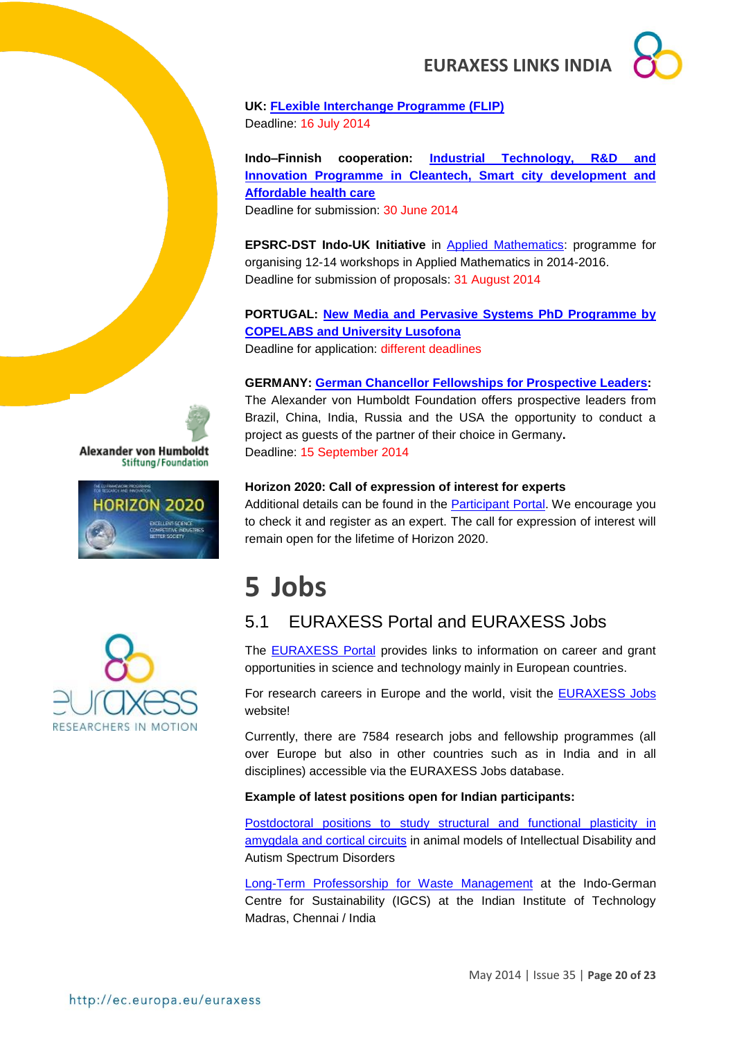**UK: FLexible Interchange Programme (FLIP)**
Deadline: 16 July 2014

**Indo–Finnish cooperation: Industrial Technology, R&D and Innovation Programme in Cleantech, Smart city development and Affordable health care**
Deadline for submission: 30 June 2014

**EPSRC-DST Indo-UK Initiative** in Applied Mathematics: programme for organising 12-14 workshops in Applied Mathematics in 2014-2016.
Deadline for submission of proposals: 31 August 2014

**PORTUGAL: New Media and Pervasive Systems PhD Programme by COPELABS and University Lusofona**
Deadline for application: different deadlines

**GERMANY: German Chancellor Fellowships for Prospective Leaders:**
The Alexander von Humboldt Foundation offers prospective leaders from Brazil, China, India, Russia and the USA the opportunity to conduct a project as guests of the partner of their choice in Germany**.**
Deadline: 15 September 2014

**Horizon 2020: Call of expression of interest for experts**
Additional details can be found in the Participant Portal. We encourage you to check it and register as an expert. The call for expression of interest will remain open for the lifetime of Horizon 2020.

# 5 Jobs

## 5.1 EURAXESS Portal and EURAXESS Jobs

The EURAXESS Portal provides links to information on career and grant opportunities in science and technology mainly in European countries.

For research careers in Europe and the world, visit the EURAXESS Jobs website!

Currently, there are 7584 research jobs and fellowship programmes (all over Europe but also in other countries such as in India and in all disciplines) accessible via the EURAXESS Jobs database.

**Example of latest positions open for Indian participants:**

Postdoctoral positions to study structural and functional plasticity in amygdala and cortical circuits in animal models of Intellectual Disability and Autism Spectrum Disorders

Long-Term Professorship for Waste Management at the Indo-German Centre for Sustainability (IGCS) at the Indian Institute of Technology Madras, Chennai / India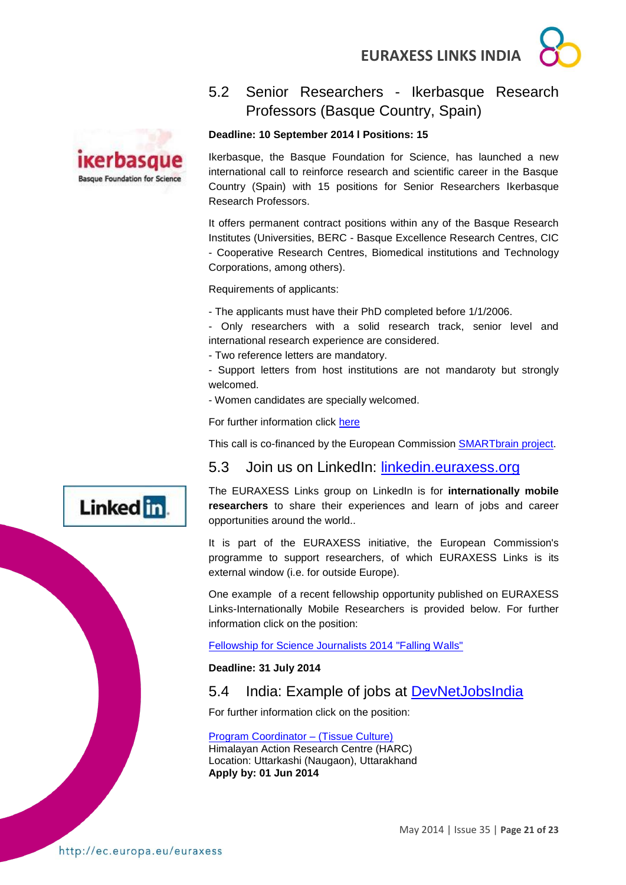## 5.2 Senior Researchers - Ikerbasque Research Professors (Basque Country, Spain)

**Deadline: 10 September 2014 l Positions: 15**

Ikerbasque, the Basque Foundation for Science, has launched a new international call to reinforce research and scientific career in the Basque Country (Spain) with 15 positions for Senior Researchers Ikerbasque Research Professors.

It offers permanent contract positions within any of the Basque Research Institutes (Universities, BERC - Basque Excellence Research Centres, CIC - Cooperative Research Centres, Biomedical institutions and Technology Corporations, among others).

Requirements of applicants:

- The applicants must have their PhD completed before 1/1/2006.
- Only researchers with a solid research track, senior level and international research experience are considered.
- Two reference letters are mandatory.
- Support letters from host institutions are not mandaroty but strongly welcomed.
- Women candidates are specially welcomed.

For further information click [here]()

This call is co-financed by the European Commission [SMARTbrain project]().

## 5.3 Join us on LinkedIn: [linkedin.euraxess.org]()

The EURAXESS Links group on LinkedIn is for **internationally mobile researchers** to share their experiences and learn of jobs and career opportunities around the world..

It is part of the EURAXESS initiative, the European Commission's programme to support researchers, of which EURAXESS Links is its external window (i.e. for outside Europe).

One example of a recent fellowship opportunity published on EURAXESS Links-Internationally Mobile Researchers is provided below. For further information click on the position:

[Fellowship for Science Journalists 2014 "Falling Walls"]()

**Deadline: 31 July 2014**

## 5.4 India: Example of jobs at [DevNetJobsIndia]()

For further information click on the position:

[Program Coordinator – (Tissue Culture)]()
Himalayan Action Research Centre (HARC)
Location: Uttarkashi (Naugaon), Uttarkhand
**Apply by: 01 Jun 2014**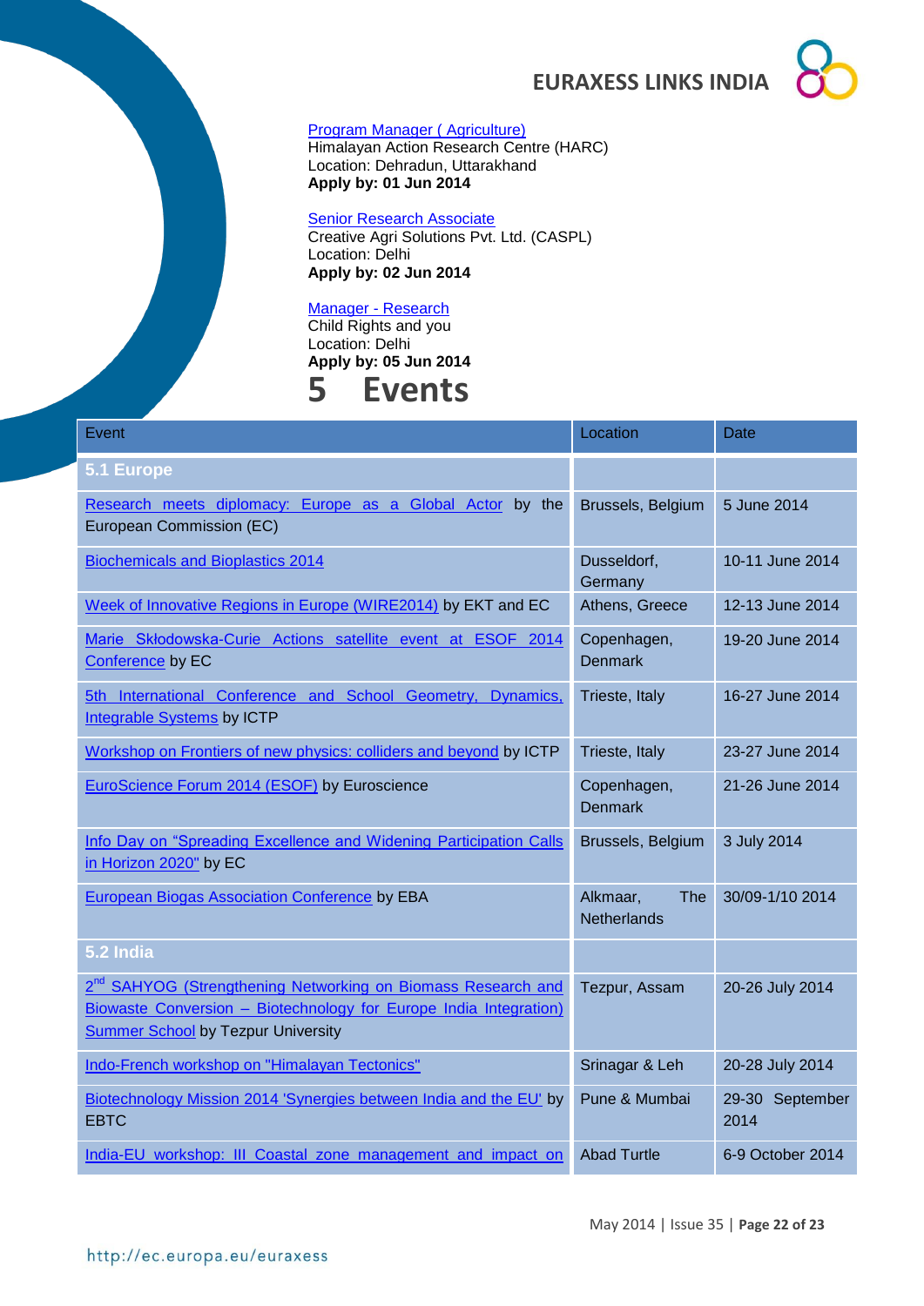Program Manager ( Agriculture)
Himalayan Action Research Centre (HARC)
Location: Dehradun, Uttarakhand
**Apply by: 01 Jun 2014**

Senior Research Associate
Creative Agri Solutions Pvt. Ltd. (CASPL)
Location: Delhi
**Apply by: 02 Jun 2014**

Manager - Research
Child Rights and you
Location: Delhi
**Apply by: 05 Jun 2014**

# 5 Events

| Event | Location | Date |
|---|---|---|
| **5.1 Europe** | | |
| Research meets diplomacy: Europe as a Global Actor by the European Commission (EC) | Brussels, Belgium | 5 June 2014 |
| Biochemicals and Bioplastics 2014 | Dusseldorf, Germany | 10-11 June 2014 |
| Week of Innovative Regions in Europe (WIRE2014) by EKT and EC | Athens, Greece | 12-13 June 2014 |
| Marie Skłodowska-Curie Actions satellite event at ESOF 2014 Conference by EC | Copenhagen, Denmark | 19-20 June 2014 |
| 5th International Conference and School Geometry, Dynamics, Integrable Systems by ICTP | Trieste, Italy | 16-27 June 2014 |
| Workshop on Frontiers of new physics: colliders and beyond by ICTP | Trieste, Italy | 23-27 June 2014 |
| EuroScience Forum 2014 (ESOF) by Euroscience | Copenhagen, Denmark | 21-26 June 2014 |
| Info Day on "Spreading Excellence and Widening Participation Calls in Horizon 2020" by EC | Brussels, Belgium | 3 July 2014 |
| European Biogas Association Conference by EBA | Alkmaar, The Netherlands | 30/09-1/10 2014 |
| **5.2 India** | | |
| 2nd SAHYOG (Strengthening Networking on Biomass Research and Biowaste Conversion – Biotechnology for Europe India Integration) Summer School by Tezpur University | Tezpur, Assam | 20-26 July 2014 |
| Indo-French workshop on "Himalayan Tectonics" | Srinagar & Leh | 20-28 July 2014 |
| Biotechnology Mission 2014 'Synergies between India and the EU' by EBTC | Pune & Mumbai | 29-30 September 2014 |
| India-EU workshop: III Coastal zone management and impact on | Abad Turtle | 6-9 October 2014 |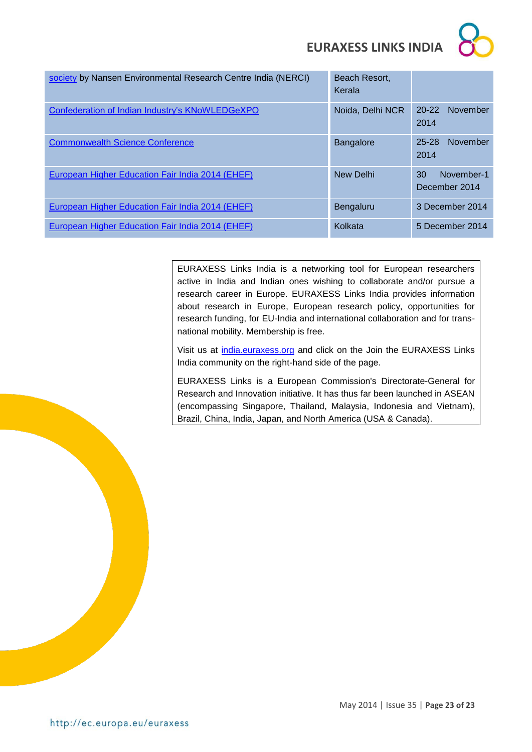| | | |
|---|---|---|
| society by Nansen Environmental Research Centre India (NERCI) | Beach Resort, Kerala | |
| Confederation of Indian Industry's KNoWLEDGeXPO | Noida, Delhi NCR | 20-22 November 2014 |
| Commonwealth Science Conference | Bangalore | 25-28 November 2014 |
| European Higher Education Fair India 2014 (EHEF) | New Delhi | 30 November-1 December 2014 |
| European Higher Education Fair India 2014 (EHEF) | Bengaluru | 3 December 2014 |
| European Higher Education Fair India 2014 (EHEF) | Kolkata | 5 December 2014 |

EURAXESS Links India is a networking tool for European researchers active in India and Indian ones wishing to collaborate and/or pursue a research career in Europe. EURAXESS Links India provides information about research in Europe, European research policy, opportunities for research funding, for EU-India and international collaboration and for trans-national mobility. Membership is free.

Visit us at india.euraxess.org and click on the Join the EURAXESS Links India community on the right-hand side of the page.

EURAXESS Links is a European Commission's Directorate-General for Research and Innovation initiative. It has thus far been launched in ASEAN (encompassing Singapore, Thailand, Malaysia, Indonesia and Vietnam), Brazil, China, India, Japan, and North America (USA & Canada).